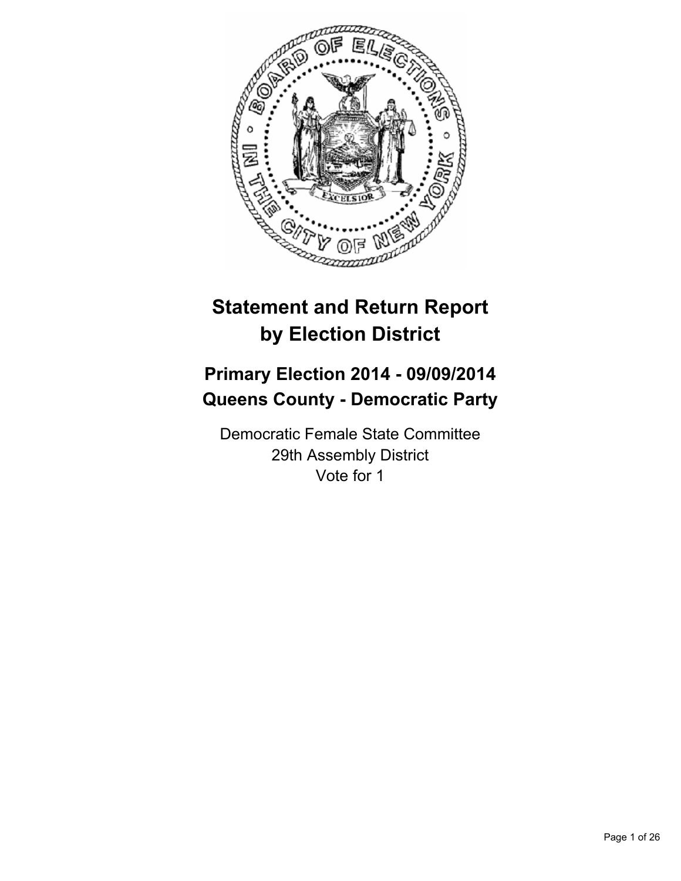# Statement and Return Report by Election District

## Primary Election 2014 - 09/09/2014
## Queens County - Democratic Party

Democratic Female State Committee
29th Assembly District
Vote for 1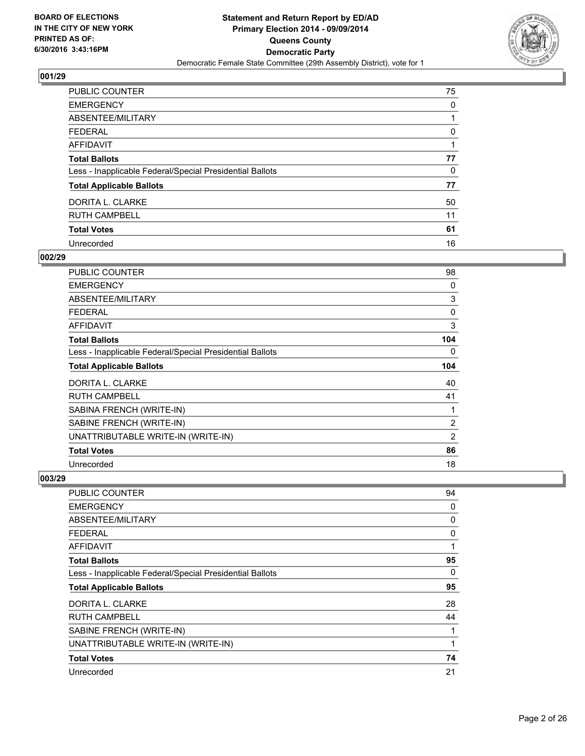BOARD OF ELECTIONS
IN THE CITY OF NEW YORK
PRINTED AS OF:
6/30/2016 3:43:16PM

**Statement and Return Report by ED/AD**
**Primary Election 2014 - 09/09/2014**
**Queens County**
**Democratic Party**
Democratic Female State Committee (29th Assembly District), vote for 1

## 001/29

| | |
|---|---|
| PUBLIC COUNTER | 75 |
| EMERGENCY | 0 |
| ABSENTEE/MILITARY | 1 |
| FEDERAL | 0 |
| AFFIDAVIT | 1 |
| **Total Ballots** | **77** |
| Less - Inapplicable Federal/Special Presidential Ballots | 0 |
| **Total Applicable Ballots** | **77** |
| DORITA L. CLARKE | 50 |
| RUTH CAMPBELL | 11 |
| **Total Votes** | **61** |
| Unrecorded | 16 |

## 002/29

| | |
|---|---|
| PUBLIC COUNTER | 98 |
| EMERGENCY | 0 |
| ABSENTEE/MILITARY | 3 |
| FEDERAL | 0 |
| AFFIDAVIT | 3 |
| **Total Ballots** | **104** |
| Less - Inapplicable Federal/Special Presidential Ballots | 0 |
| **Total Applicable Ballots** | **104** |
| DORITA L. CLARKE | 40 |
| RUTH CAMPBELL | 41 |
| SABINA FRENCH (WRITE-IN) | 1 |
| SABINE FRENCH (WRITE-IN) | 2 |
| UNATTRIBUTABLE WRITE-IN (WRITE-IN) | 2 |
| **Total Votes** | **86** |
| Unrecorded | 18 |

## 003/29

| | |
|---|---|
| PUBLIC COUNTER | 94 |
| EMERGENCY | 0 |
| ABSENTEE/MILITARY | 0 |
| FEDERAL | 0 |
| AFFIDAVIT | 1 |
| **Total Ballots** | **95** |
| Less - Inapplicable Federal/Special Presidential Ballots | 0 |
| **Total Applicable Ballots** | **95** |
| DORITA L. CLARKE | 28 |
| RUTH CAMPBELL | 44 |
| SABINE FRENCH (WRITE-IN) | 1 |
| UNATTRIBUTABLE WRITE-IN (WRITE-IN) | 1 |
| **Total Votes** | **74** |
| Unrecorded | 21 |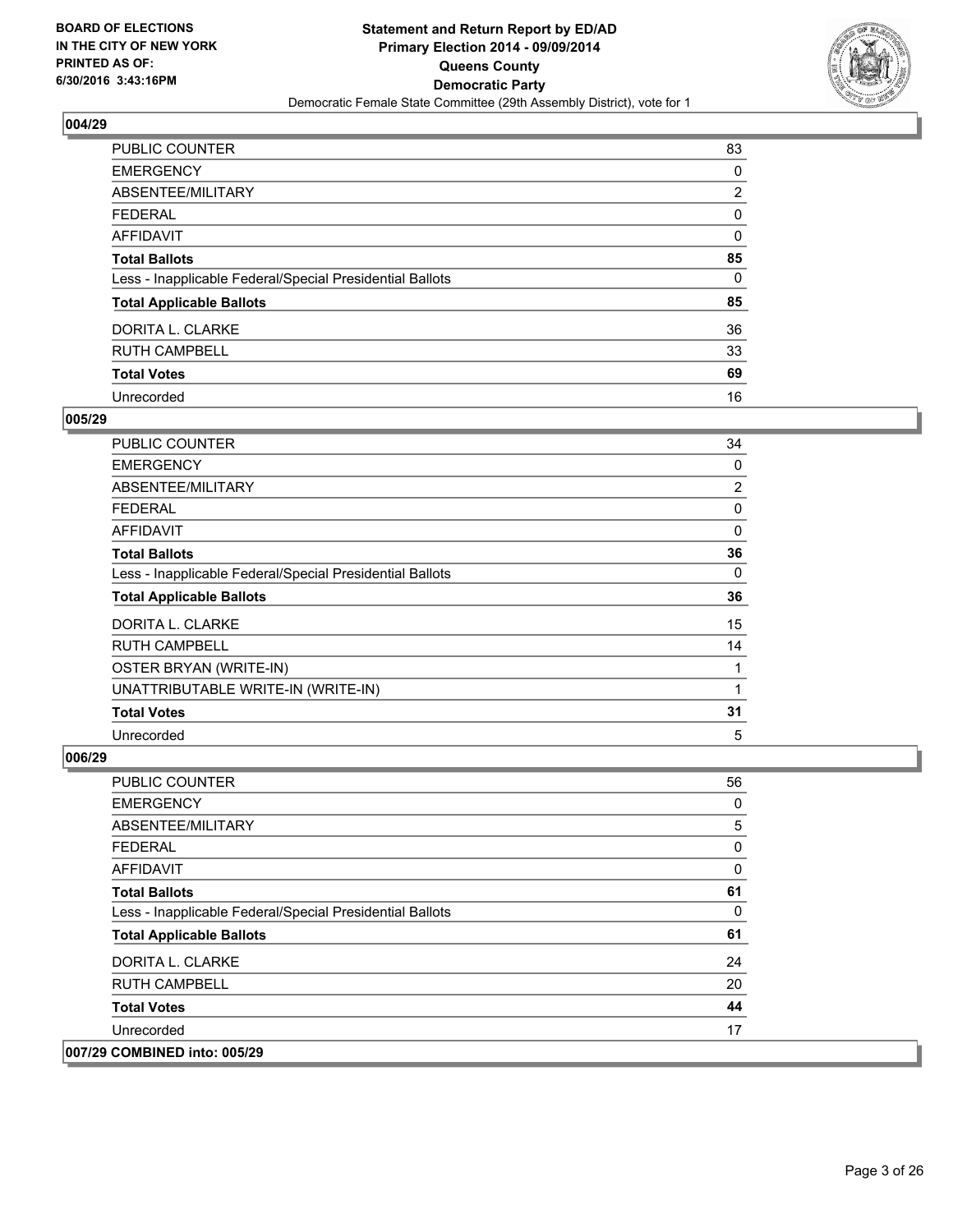BOARD OF ELECTIONS
IN THE CITY OF NEW YORK
PRINTED AS OF:
6/30/2016 3:43:16PM

**Statement and Return Report by ED/AD**
**Primary Election 2014 - 09/09/2014**
**Queens County**
**Democratic Party**
Democratic Female State Committee (29th Assembly District), vote for 1

### 004/29

| | |
|---|---|
| PUBLIC COUNTER | 83 |
| EMERGENCY | 0 |
| ABSENTEE/MILITARY | 2 |
| FEDERAL | 0 |
| AFFIDAVIT | 0 |
| **Total Ballots** | **85** |
| Less - Inapplicable Federal/Special Presidential Ballots | 0 |
| **Total Applicable Ballots** | **85** |
| DORITA L. CLARKE | 36 |
| RUTH CAMPBELL | 33 |
| **Total Votes** | **69** |
| Unrecorded | 16 |

### 005/29

| | |
|---|---|
| PUBLIC COUNTER | 34 |
| EMERGENCY | 0 |
| ABSENTEE/MILITARY | 2 |
| FEDERAL | 0 |
| AFFIDAVIT | 0 |
| **Total Ballots** | **36** |
| Less - Inapplicable Federal/Special Presidential Ballots | 0 |
| **Total Applicable Ballots** | **36** |
| DORITA L. CLARKE | 15 |
| RUTH CAMPBELL | 14 |
| OSTER BRYAN (WRITE-IN) | 1 |
| UNATTRIBUTABLE WRITE-IN (WRITE-IN) | 1 |
| **Total Votes** | **31** |
| Unrecorded | 5 |

### 006/29

| | |
|---|---|
| PUBLIC COUNTER | 56 |
| EMERGENCY | 0 |
| ABSENTEE/MILITARY | 5 |
| FEDERAL | 0 |
| AFFIDAVIT | 0 |
| **Total Ballots** | **61** |
| Less - Inapplicable Federal/Special Presidential Ballots | 0 |
| **Total Applicable Ballots** | **61** |
| DORITA L. CLARKE | 24 |
| RUTH CAMPBELL | 20 |
| **Total Votes** | **44** |
| Unrecorded | 17 |

### 007/29 COMBINED into: 005/29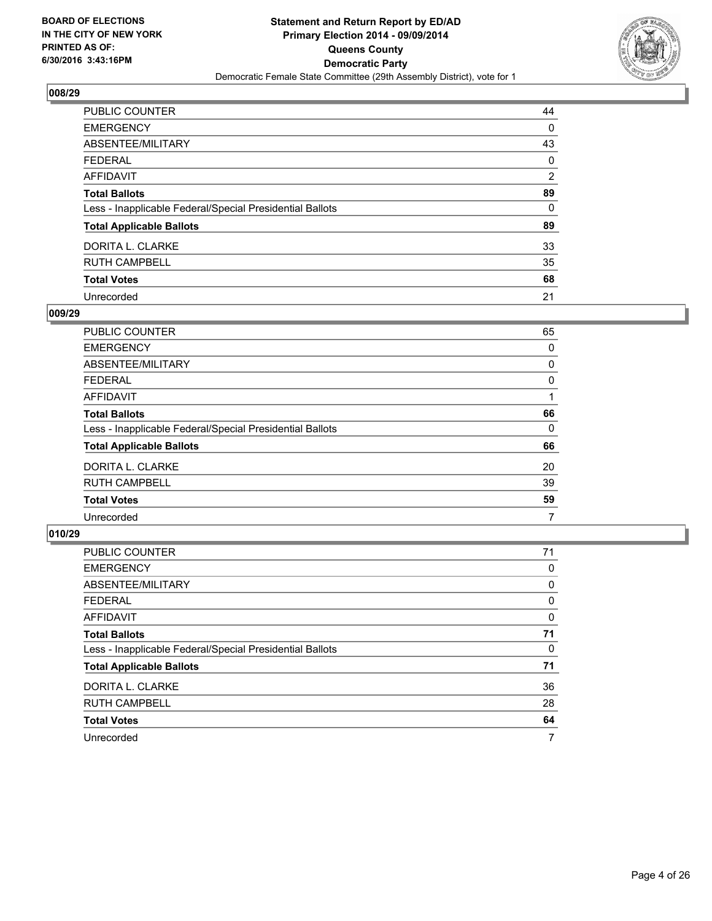BOARD OF ELECTIONS
IN THE CITY OF NEW YORK
PRINTED AS OF:
6/30/2016 3:43:16PM

**Statement and Return Report by ED/AD**
**Primary Election 2014 - 09/09/2014**
**Queens County**
**Democratic Party**
Democratic Female State Committee (29th Assembly District), vote for 1

### 008/29

| | |
|---|---|
| PUBLIC COUNTER | 44 |
| EMERGENCY | 0 |
| ABSENTEE/MILITARY | 43 |
| FEDERAL | 0 |
| AFFIDAVIT | 2 |
| **Total Ballots** | **89** |
| Less - Inapplicable Federal/Special Presidential Ballots | 0 |
| **Total Applicable Ballots** | **89** |
| DORITA L. CLARKE | 33 |
| RUTH CAMPBELL | 35 |
| **Total Votes** | **68** |
| Unrecorded | 21 |

### 009/29

| | |
|---|---|
| PUBLIC COUNTER | 65 |
| EMERGENCY | 0 |
| ABSENTEE/MILITARY | 0 |
| FEDERAL | 0 |
| AFFIDAVIT | 1 |
| **Total Ballots** | **66** |
| Less - Inapplicable Federal/Special Presidential Ballots | 0 |
| **Total Applicable Ballots** | **66** |
| DORITA L. CLARKE | 20 |
| RUTH CAMPBELL | 39 |
| **Total Votes** | **59** |
| Unrecorded | 7 |

### 010/29

| | |
|---|---|
| PUBLIC COUNTER | 71 |
| EMERGENCY | 0 |
| ABSENTEE/MILITARY | 0 |
| FEDERAL | 0 |
| AFFIDAVIT | 0 |
| **Total Ballots** | **71** |
| Less - Inapplicable Federal/Special Presidential Ballots | 0 |
| **Total Applicable Ballots** | **71** |
| DORITA L. CLARKE | 36 |
| RUTH CAMPBELL | 28 |
| **Total Votes** | **64** |
| Unrecorded | 7 |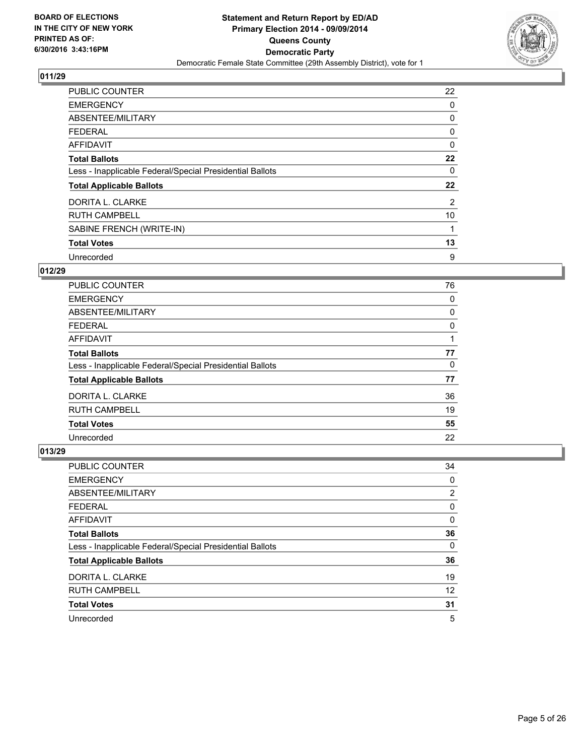BOARD OF ELECTIONS
IN THE CITY OF NEW YORK
PRINTED AS OF:
6/30/2016 3:43:16PM

**Statement and Return Report by ED/AD**
**Primary Election 2014 - 09/09/2014**
**Queens County**
**Democratic Party**
Democratic Female State Committee (29th Assembly District), vote for 1

## 011/29

| | |
|---|---|
| PUBLIC COUNTER | 22 |
| EMERGENCY | 0 |
| ABSENTEE/MILITARY | 0 |
| FEDERAL | 0 |
| AFFIDAVIT | 0 |
| **Total Ballots** | **22** |
| Less - Inapplicable Federal/Special Presidential Ballots | 0 |
| **Total Applicable Ballots** | **22** |
| DORITA L. CLARKE | 2 |
| RUTH CAMPBELL | 10 |
| SABINE FRENCH (WRITE-IN) | 1 |
| **Total Votes** | **13** |
| Unrecorded | 9 |

## 012/29

| | |
|---|---|
| PUBLIC COUNTER | 76 |
| EMERGENCY | 0 |
| ABSENTEE/MILITARY | 0 |
| FEDERAL | 0 |
| AFFIDAVIT | 1 |
| **Total Ballots** | **77** |
| Less - Inapplicable Federal/Special Presidential Ballots | 0 |
| **Total Applicable Ballots** | **77** |
| DORITA L. CLARKE | 36 |
| RUTH CAMPBELL | 19 |
| **Total Votes** | **55** |
| Unrecorded | 22 |

## 013/29

| | |
|---|---|
| PUBLIC COUNTER | 34 |
| EMERGENCY | 0 |
| ABSENTEE/MILITARY | 2 |
| FEDERAL | 0 |
| AFFIDAVIT | 0 |
| **Total Ballots** | **36** |
| Less - Inapplicable Federal/Special Presidential Ballots | 0 |
| **Total Applicable Ballots** | **36** |
| DORITA L. CLARKE | 19 |
| RUTH CAMPBELL | 12 |
| **Total Votes** | **31** |
| Unrecorded | 5 |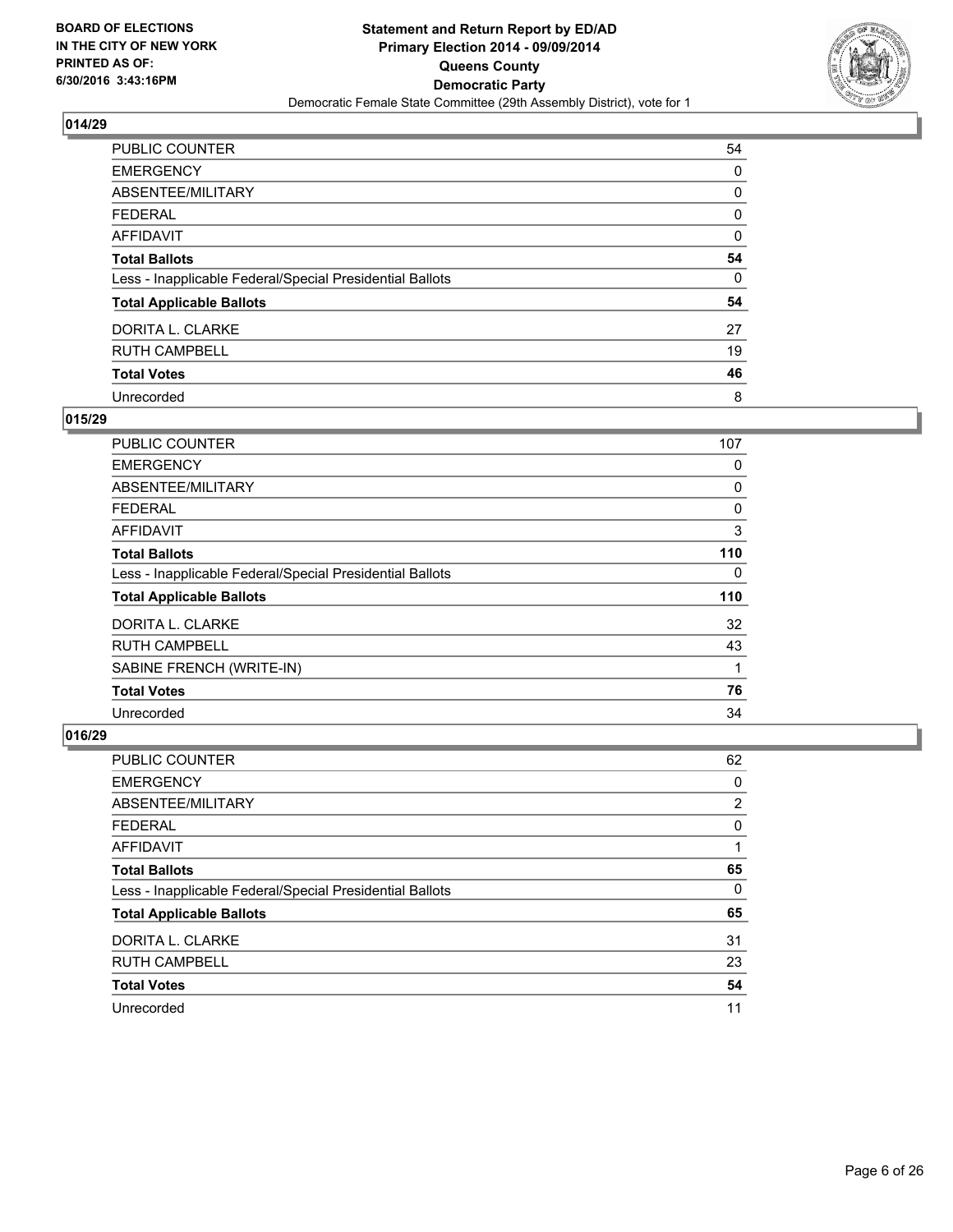BOARD OF ELECTIONS
IN THE CITY OF NEW YORK
PRINTED AS OF:
6/30/2016 3:43:16PM

**Statement and Return Report by ED/AD**
**Primary Election 2014 - 09/09/2014**
**Queens County**
**Democratic Party**
Democratic Female State Committee (29th Assembly District), vote for 1

### 014/29

| | |
|---|---|
| PUBLIC COUNTER | 54 |
| EMERGENCY | 0 |
| ABSENTEE/MILITARY | 0 |
| FEDERAL | 0 |
| AFFIDAVIT | 0 |
| **Total Ballots** | **54** |
| Less - Inapplicable Federal/Special Presidential Ballots | 0 |
| **Total Applicable Ballots** | **54** |
| DORITA L. CLARKE | 27 |
| RUTH CAMPBELL | 19 |
| **Total Votes** | **46** |
| Unrecorded | 8 |

### 015/29

| | |
|---|---|
| PUBLIC COUNTER | 107 |
| EMERGENCY | 0 |
| ABSENTEE/MILITARY | 0 |
| FEDERAL | 0 |
| AFFIDAVIT | 3 |
| **Total Ballots** | **110** |
| Less - Inapplicable Federal/Special Presidential Ballots | 0 |
| **Total Applicable Ballots** | **110** |
| DORITA L. CLARKE | 32 |
| RUTH CAMPBELL | 43 |
| SABINE FRENCH (WRITE-IN) | 1 |
| **Total Votes** | **76** |
| Unrecorded | 34 |

### 016/29

| | |
|---|---|
| PUBLIC COUNTER | 62 |
| EMERGENCY | 0 |
| ABSENTEE/MILITARY | 2 |
| FEDERAL | 0 |
| AFFIDAVIT | 1 |
| **Total Ballots** | **65** |
| Less - Inapplicable Federal/Special Presidential Ballots | 0 |
| **Total Applicable Ballots** | **65** |
| DORITA L. CLARKE | 31 |
| RUTH CAMPBELL | 23 |
| **Total Votes** | **54** |
| Unrecorded | 11 |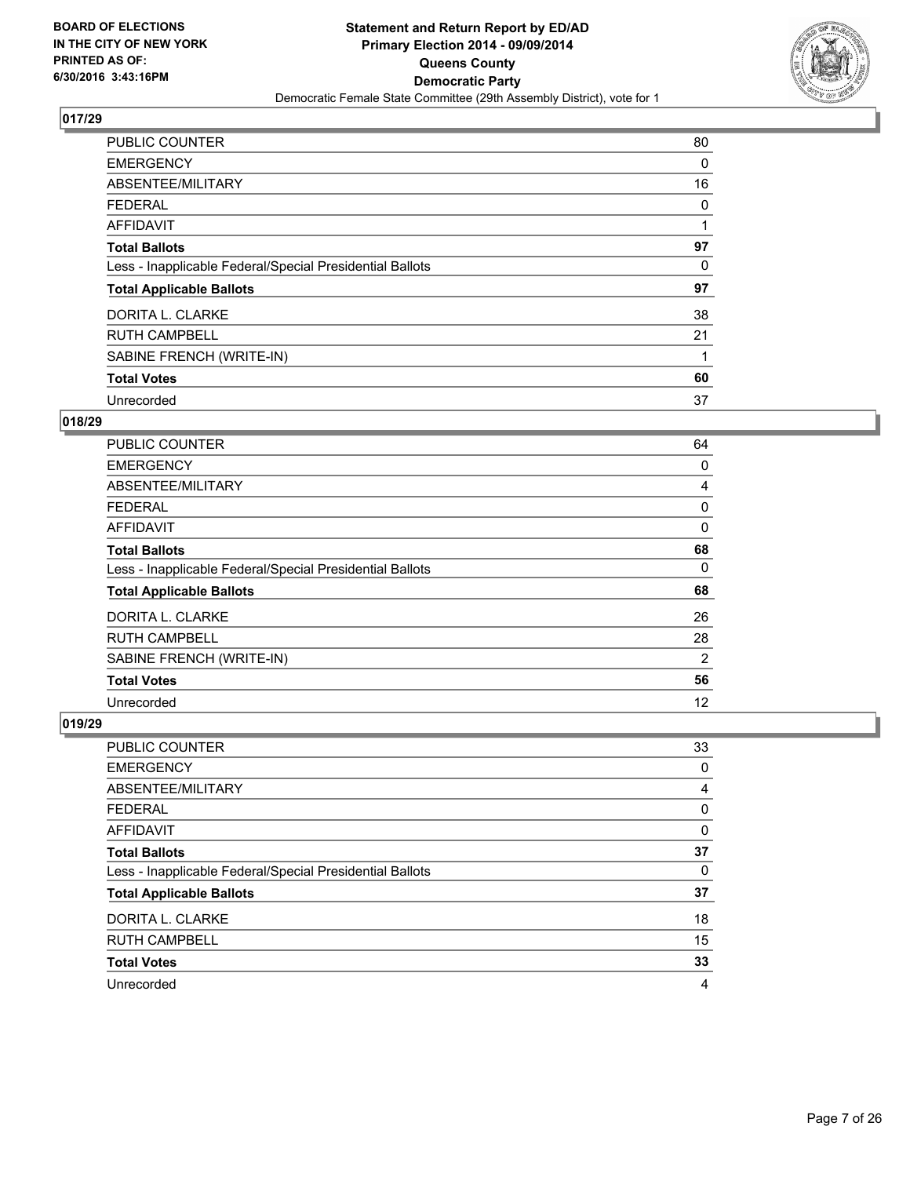BOARD OF ELECTIONS
IN THE CITY OF NEW YORK
PRINTED AS OF:
6/30/2016 3:43:16PM

**Statement and Return Report by ED/AD**
**Primary Election 2014 - 09/09/2014**
**Queens County**
**Democratic Party**
Democratic Female State Committee (29th Assembly District), vote for 1

### 017/29

| | |
|---|---|
| PUBLIC COUNTER | 80 |
| EMERGENCY | 0 |
| ABSENTEE/MILITARY | 16 |
| FEDERAL | 0 |
| AFFIDAVIT | 1 |
| **Total Ballots** | **97** |
| Less - Inapplicable Federal/Special Presidential Ballots | 0 |
| **Total Applicable Ballots** | **97** |
| DORITA L. CLARKE | 38 |
| RUTH CAMPBELL | 21 |
| SABINE FRENCH (WRITE-IN) | 1 |
| **Total Votes** | **60** |
| Unrecorded | 37 |

### 018/29

| | |
|---|---|
| PUBLIC COUNTER | 64 |
| EMERGENCY | 0 |
| ABSENTEE/MILITARY | 4 |
| FEDERAL | 0 |
| AFFIDAVIT | 0 |
| **Total Ballots** | **68** |
| Less - Inapplicable Federal/Special Presidential Ballots | 0 |
| **Total Applicable Ballots** | **68** |
| DORITA L. CLARKE | 26 |
| RUTH CAMPBELL | 28 |
| SABINE FRENCH (WRITE-IN) | 2 |
| **Total Votes** | **56** |
| Unrecorded | 12 |

### 019/29

| | |
|---|---|
| PUBLIC COUNTER | 33 |
| EMERGENCY | 0 |
| ABSENTEE/MILITARY | 4 |
| FEDERAL | 0 |
| AFFIDAVIT | 0 |
| **Total Ballots** | **37** |
| Less - Inapplicable Federal/Special Presidential Ballots | 0 |
| **Total Applicable Ballots** | **37** |
| DORITA L. CLARKE | 18 |
| RUTH CAMPBELL | 15 |
| **Total Votes** | **33** |
| Unrecorded | 4 |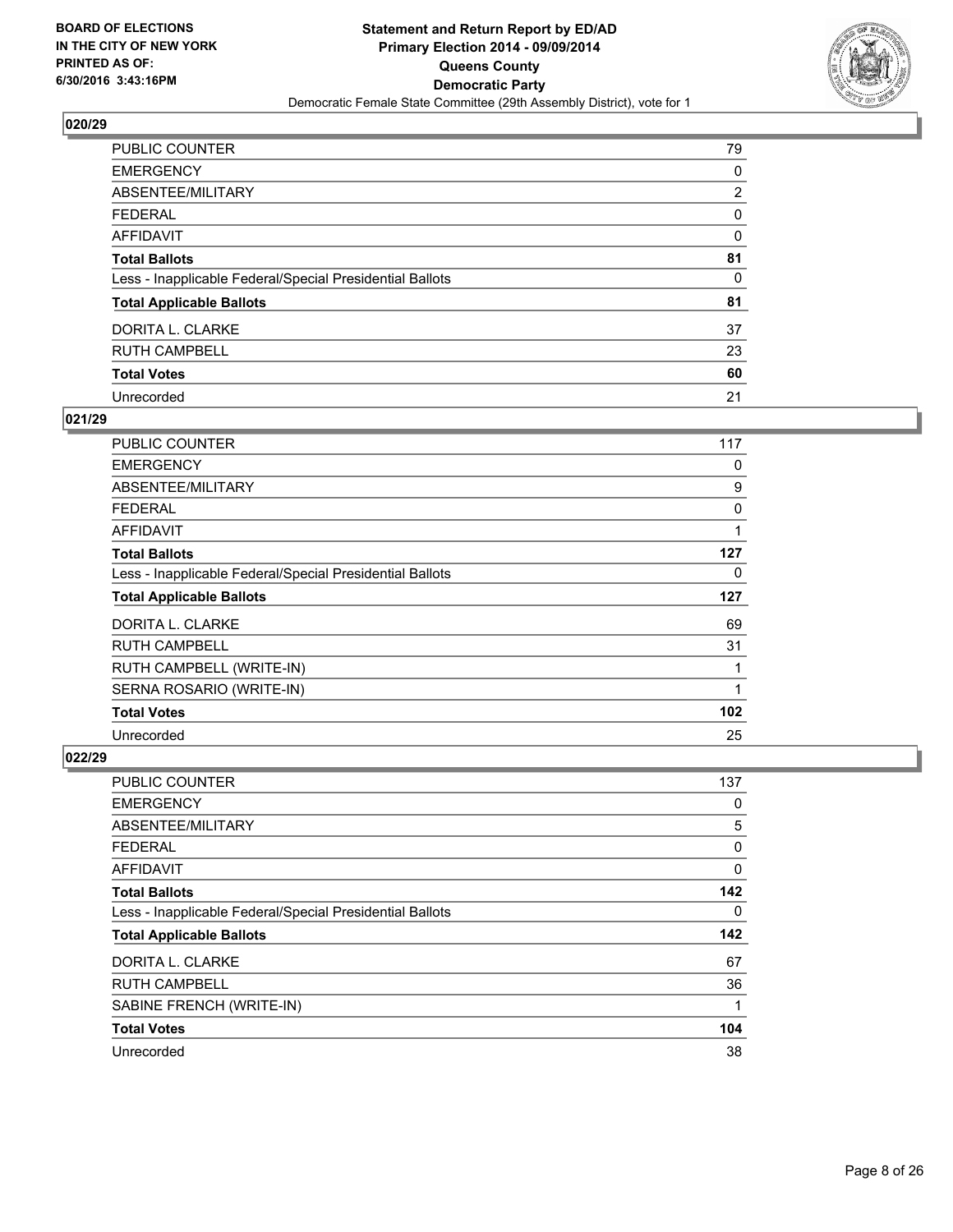**BOARD OF ELECTIONS IN THE CITY OF NEW YORK PRINTED AS OF: 6/30/2016 3:43:16PM**

**Statement and Return Report by ED/AD Primary Election 2014 - 09/09/2014 Queens County Democratic Party**

Democratic Female State Committee (29th Assembly District), vote for 1

## 020/29

| | |
|---|---|
| PUBLIC COUNTER | 79 |
| EMERGENCY | 0 |
| ABSENTEE/MILITARY | 2 |
| FEDERAL | 0 |
| AFFIDAVIT | 0 |
| **Total Ballots** | **81** |
| Less - Inapplicable Federal/Special Presidential Ballots | 0 |
| **Total Applicable Ballots** | **81** |
| DORITA L. CLARKE | 37 |
| RUTH CAMPBELL | 23 |
| **Total Votes** | **60** |
| Unrecorded | 21 |

## 021/29

| | |
|---|---|
| PUBLIC COUNTER | 117 |
| EMERGENCY | 0 |
| ABSENTEE/MILITARY | 9 |
| FEDERAL | 0 |
| AFFIDAVIT | 1 |
| **Total Ballots** | **127** |
| Less - Inapplicable Federal/Special Presidential Ballots | 0 |
| **Total Applicable Ballots** | **127** |
| DORITA L. CLARKE | 69 |
| RUTH CAMPBELL | 31 |
| RUTH CAMPBELL (WRITE-IN) | 1 |
| SERNA ROSARIO (WRITE-IN) | 1 |
| **Total Votes** | **102** |
| Unrecorded | 25 |

## 022/29

| | |
|---|---|
| PUBLIC COUNTER | 137 |
| EMERGENCY | 0 |
| ABSENTEE/MILITARY | 5 |
| FEDERAL | 0 |
| AFFIDAVIT | 0 |
| **Total Ballots** | **142** |
| Less - Inapplicable Federal/Special Presidential Ballots | 0 |
| **Total Applicable Ballots** | **142** |
| DORITA L. CLARKE | 67 |
| RUTH CAMPBELL | 36 |
| SABINE FRENCH (WRITE-IN) | 1 |
| **Total Votes** | **104** |
| Unrecorded | 38 |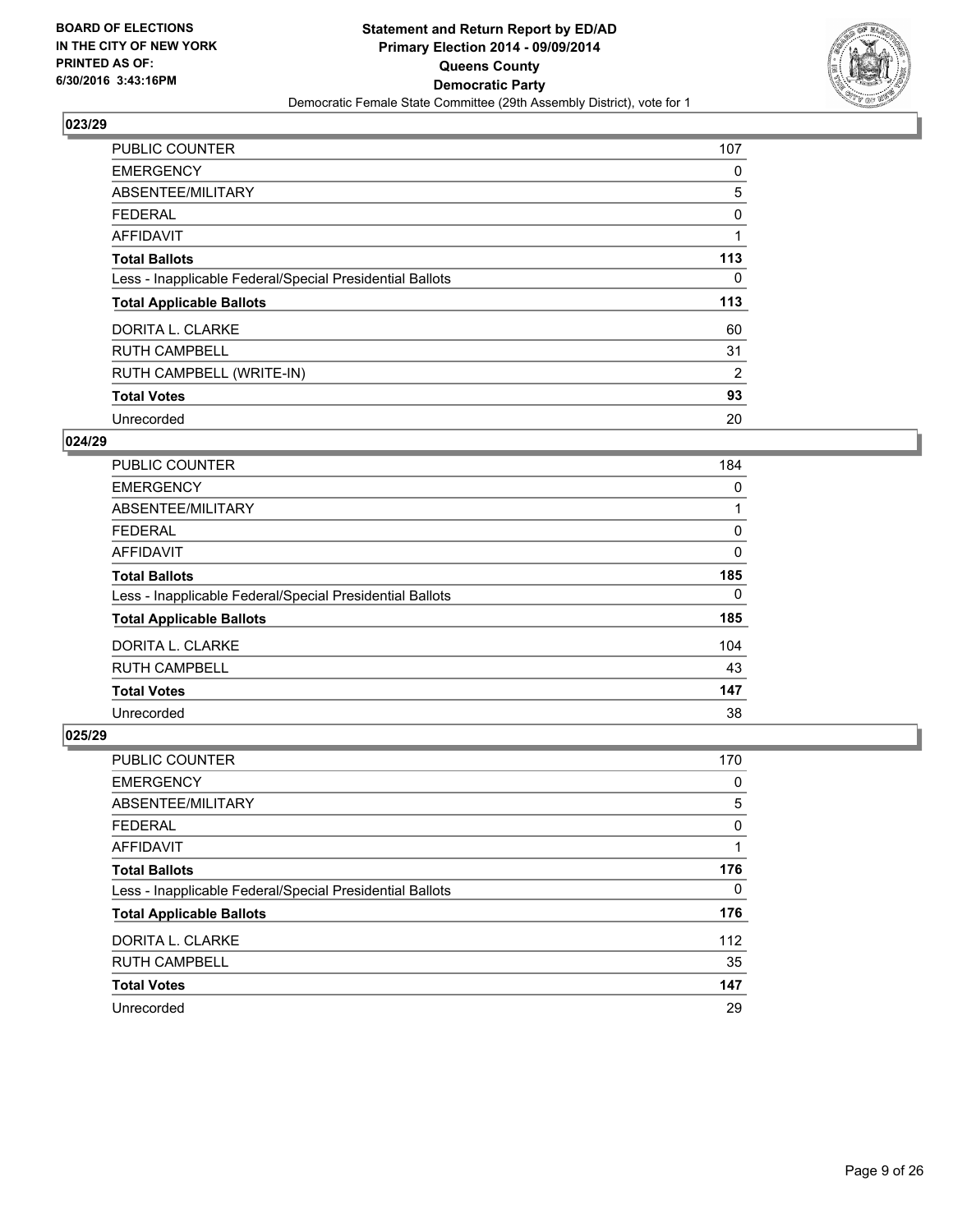**BOARD OF ELECTIONS IN THE CITY OF NEW YORK PRINTED AS OF: 6/30/2016 3:43:16PM**

**Statement and Return Report by ED/AD Primary Election 2014 - 09/09/2014 Queens County Democratic Party**

Democratic Female State Committee (29th Assembly District), vote for 1

## 023/29

| | |
|---|---|
| PUBLIC COUNTER | 107 |
| EMERGENCY | 0 |
| ABSENTEE/MILITARY | 5 |
| FEDERAL | 0 |
| AFFIDAVIT | 1 |
| **Total Ballots** | **113** |
| Less - Inapplicable Federal/Special Presidential Ballots | 0 |
| **Total Applicable Ballots** | **113** |
| DORITA L. CLARKE | 60 |
| RUTH CAMPBELL | 31 |
| RUTH CAMPBELL (WRITE-IN) | 2 |
| **Total Votes** | **93** |
| Unrecorded | 20 |

## 024/29

| | |
|---|---|
| PUBLIC COUNTER | 184 |
| EMERGENCY | 0 |
| ABSENTEE/MILITARY | 1 |
| FEDERAL | 0 |
| AFFIDAVIT | 0 |
| **Total Ballots** | **185** |
| Less - Inapplicable Federal/Special Presidential Ballots | 0 |
| **Total Applicable Ballots** | **185** |
| DORITA L. CLARKE | 104 |
| RUTH CAMPBELL | 43 |
| **Total Votes** | **147** |
| Unrecorded | 38 |

## 025/29

| | |
|---|---|
| PUBLIC COUNTER | 170 |
| EMERGENCY | 0 |
| ABSENTEE/MILITARY | 5 |
| FEDERAL | 0 |
| AFFIDAVIT | 1 |
| **Total Ballots** | **176** |
| Less - Inapplicable Federal/Special Presidential Ballots | 0 |
| **Total Applicable Ballots** | **176** |
| DORITA L. CLARKE | 112 |
| RUTH CAMPBELL | 35 |
| **Total Votes** | **147** |
| Unrecorded | 29 |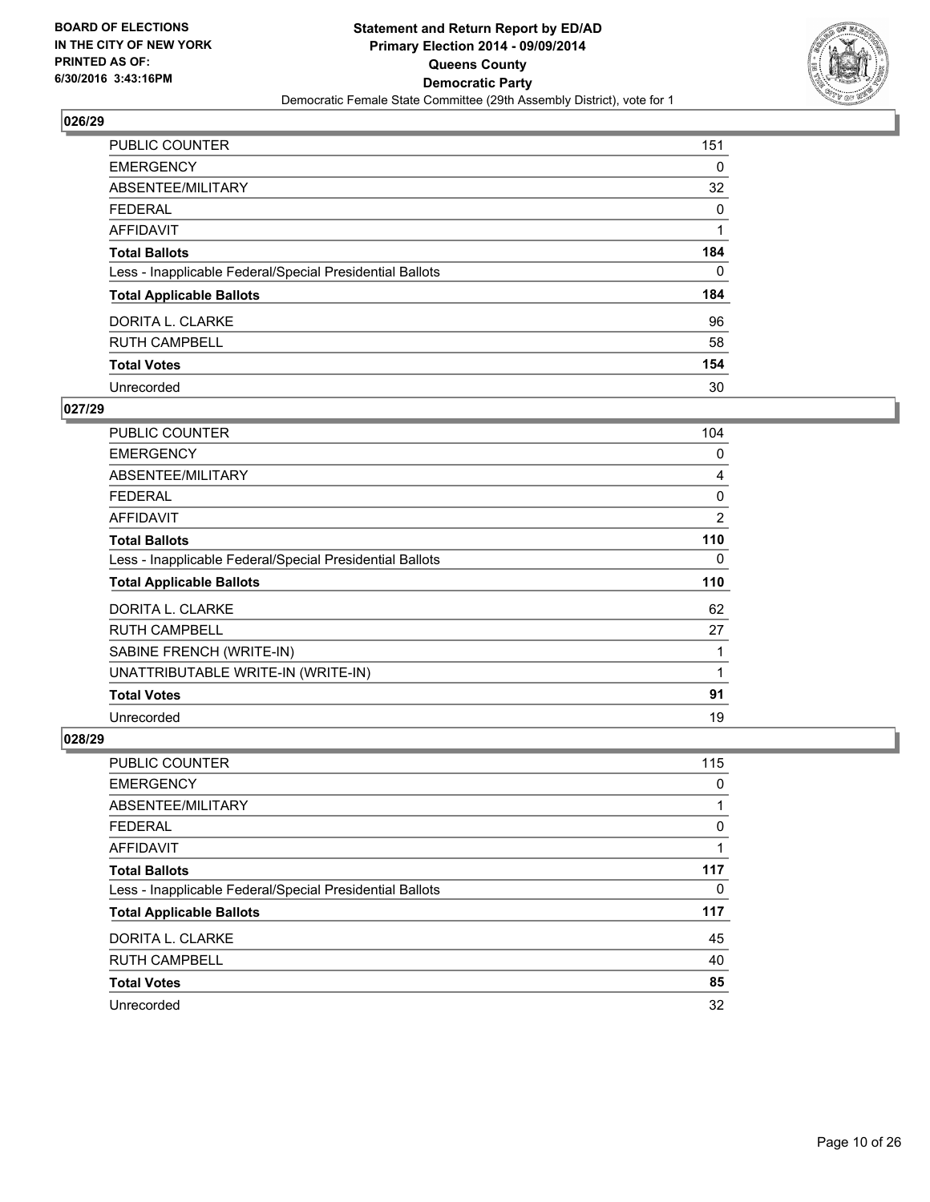**Statement and Return Report by ED/AD**
**Primary Election 2014 - 09/09/2014**
**Queens County**
**Democratic Party**
Democratic Female State Committee (29th Assembly District), vote for 1

BOARD OF ELECTIONS
IN THE CITY OF NEW YORK
PRINTED AS OF:
6/30/2016 3:43:16PM

### 026/29

| | |
|---|---|
| PUBLIC COUNTER | 151 |
| EMERGENCY | 0 |
| ABSENTEE/MILITARY | 32 |
| FEDERAL | 0 |
| AFFIDAVIT | 1 |
| **Total Ballots** | **184** |
| Less - Inapplicable Federal/Special Presidential Ballots | 0 |
| **Total Applicable Ballots** | **184** |
| DORITA L. CLARKE | 96 |
| RUTH CAMPBELL | 58 |
| **Total Votes** | **154** |
| Unrecorded | 30 |

### 027/29

| | |
|---|---|
| PUBLIC COUNTER | 104 |
| EMERGENCY | 0 |
| ABSENTEE/MILITARY | 4 |
| FEDERAL | 0 |
| AFFIDAVIT | 2 |
| **Total Ballots** | **110** |
| Less - Inapplicable Federal/Special Presidential Ballots | 0 |
| **Total Applicable Ballots** | **110** |
| DORITA L. CLARKE | 62 |
| RUTH CAMPBELL | 27 |
| SABINE FRENCH (WRITE-IN) | 1 |
| UNATTRIBUTABLE WRITE-IN (WRITE-IN) | 1 |
| **Total Votes** | **91** |
| Unrecorded | 19 |

### 028/29

| | |
|---|---|
| PUBLIC COUNTER | 115 |
| EMERGENCY | 0 |
| ABSENTEE/MILITARY | 1 |
| FEDERAL | 0 |
| AFFIDAVIT | 1 |
| **Total Ballots** | **117** |
| Less - Inapplicable Federal/Special Presidential Ballots | 0 |
| **Total Applicable Ballots** | **117** |
| DORITA L. CLARKE | 45 |
| RUTH CAMPBELL | 40 |
| **Total Votes** | **85** |
| Unrecorded | 32 |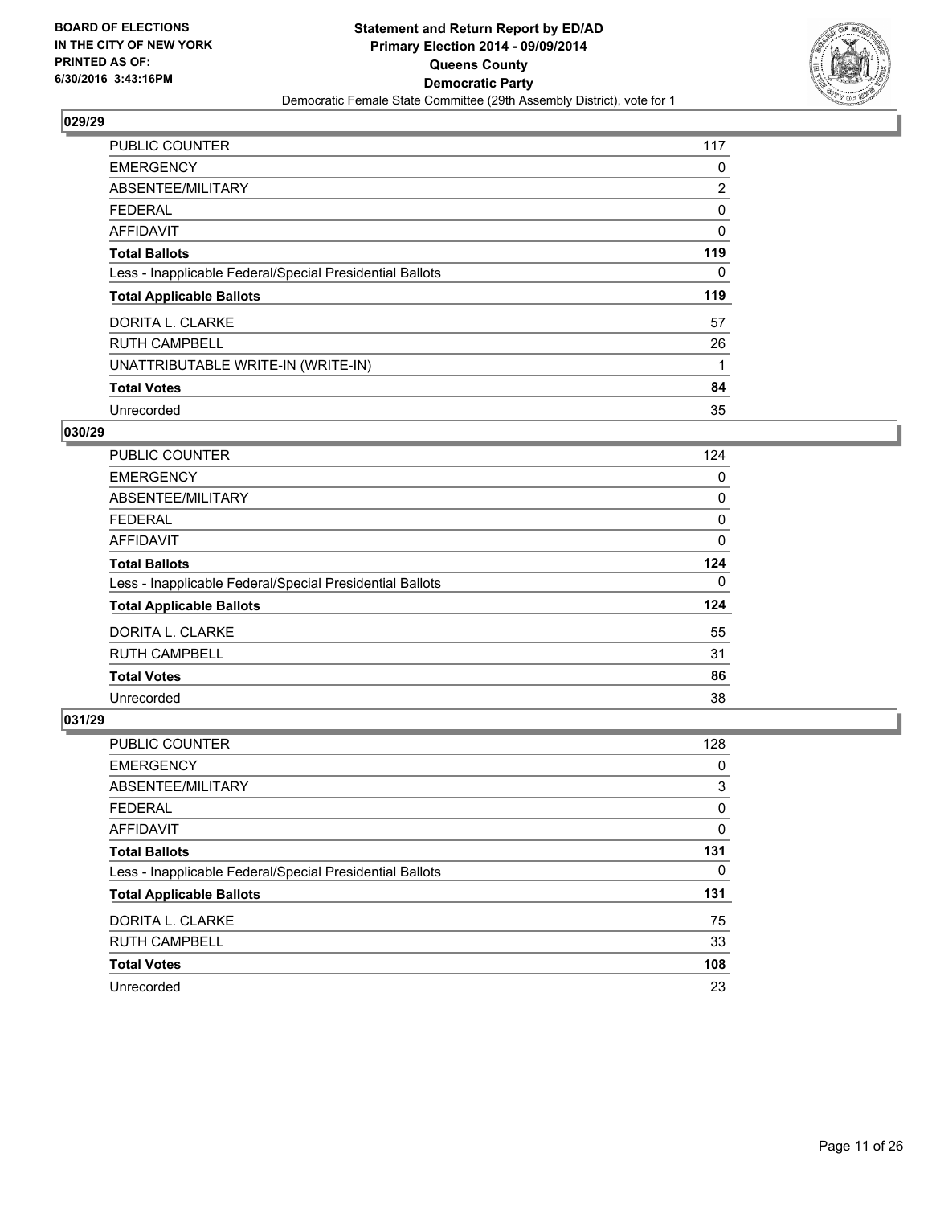BOARD OF ELECTIONS
IN THE CITY OF NEW YORK
PRINTED AS OF:
6/30/2016 3:43:16PM

**Statement and Return Report by ED/AD**
**Primary Election 2014 - 09/09/2014**
**Queens County**
**Democratic Party**
Democratic Female State Committee (29th Assembly District), vote for 1

## 029/29

| | |
|---|---|
| PUBLIC COUNTER | 117 |
| EMERGENCY | 0 |
| ABSENTEE/MILITARY | 2 |
| FEDERAL | 0 |
| AFFIDAVIT | 0 |
| **Total Ballots** | **119** |
| Less - Inapplicable Federal/Special Presidential Ballots | 0 |
| **Total Applicable Ballots** | **119** |
| DORITA L. CLARKE | 57 |
| RUTH CAMPBELL | 26 |
| UNATTRIBUTABLE WRITE-IN (WRITE-IN) | 1 |
| **Total Votes** | **84** |
| Unrecorded | 35 |

## 030/29

| | |
|---|---|
| PUBLIC COUNTER | 124 |
| EMERGENCY | 0 |
| ABSENTEE/MILITARY | 0 |
| FEDERAL | 0 |
| AFFIDAVIT | 0 |
| **Total Ballots** | **124** |
| Less - Inapplicable Federal/Special Presidential Ballots | 0 |
| **Total Applicable Ballots** | **124** |
| DORITA L. CLARKE | 55 |
| RUTH CAMPBELL | 31 |
| **Total Votes** | **86** |
| Unrecorded | 38 |

## 031/29

| | |
|---|---|
| PUBLIC COUNTER | 128 |
| EMERGENCY | 0 |
| ABSENTEE/MILITARY | 3 |
| FEDERAL | 0 |
| AFFIDAVIT | 0 |
| **Total Ballots** | **131** |
| Less - Inapplicable Federal/Special Presidential Ballots | 0 |
| **Total Applicable Ballots** | **131** |
| DORITA L. CLARKE | 75 |
| RUTH CAMPBELL | 33 |
| **Total Votes** | **108** |
| Unrecorded | 23 |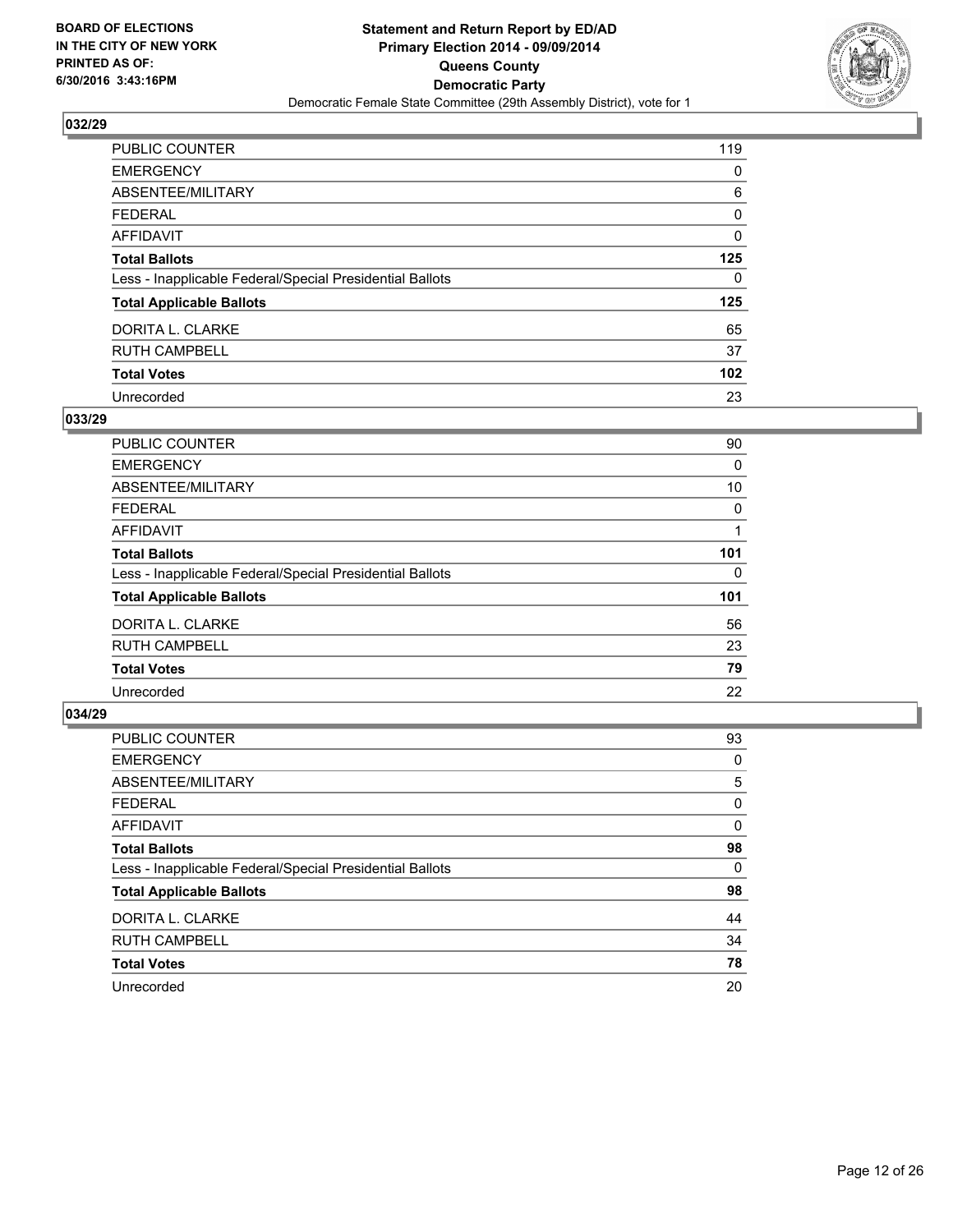BOARD OF ELECTIONS
IN THE CITY OF NEW YORK
PRINTED AS OF:
6/30/2016 3:43:16PM

**Statement and Return Report by ED/AD**
**Primary Election 2014 - 09/09/2014**
**Queens County**
**Democratic Party**
Democratic Female State Committee (29th Assembly District), vote for 1

## 032/29

| | |
|---|---|
| PUBLIC COUNTER | 119 |
| EMERGENCY | 0 |
| ABSENTEE/MILITARY | 6 |
| FEDERAL | 0 |
| AFFIDAVIT | 0 |
| **Total Ballots** | **125** |
| Less - Inapplicable Federal/Special Presidential Ballots | 0 |
| **Total Applicable Ballots** | **125** |
| DORITA L. CLARKE | 65 |
| RUTH CAMPBELL | 37 |
| **Total Votes** | **102** |
| Unrecorded | 23 |

## 033/29

| | |
|---|---|
| PUBLIC COUNTER | 90 |
| EMERGENCY | 0 |
| ABSENTEE/MILITARY | 10 |
| FEDERAL | 0 |
| AFFIDAVIT | 1 |
| **Total Ballots** | **101** |
| Less - Inapplicable Federal/Special Presidential Ballots | 0 |
| **Total Applicable Ballots** | **101** |
| DORITA L. CLARKE | 56 |
| RUTH CAMPBELL | 23 |
| **Total Votes** | **79** |
| Unrecorded | 22 |

## 034/29

| | |
|---|---|
| PUBLIC COUNTER | 93 |
| EMERGENCY | 0 |
| ABSENTEE/MILITARY | 5 |
| FEDERAL | 0 |
| AFFIDAVIT | 0 |
| **Total Ballots** | **98** |
| Less - Inapplicable Federal/Special Presidential Ballots | 0 |
| **Total Applicable Ballots** | **98** |
| DORITA L. CLARKE | 44 |
| RUTH CAMPBELL | 34 |
| **Total Votes** | **78** |
| Unrecorded | 20 |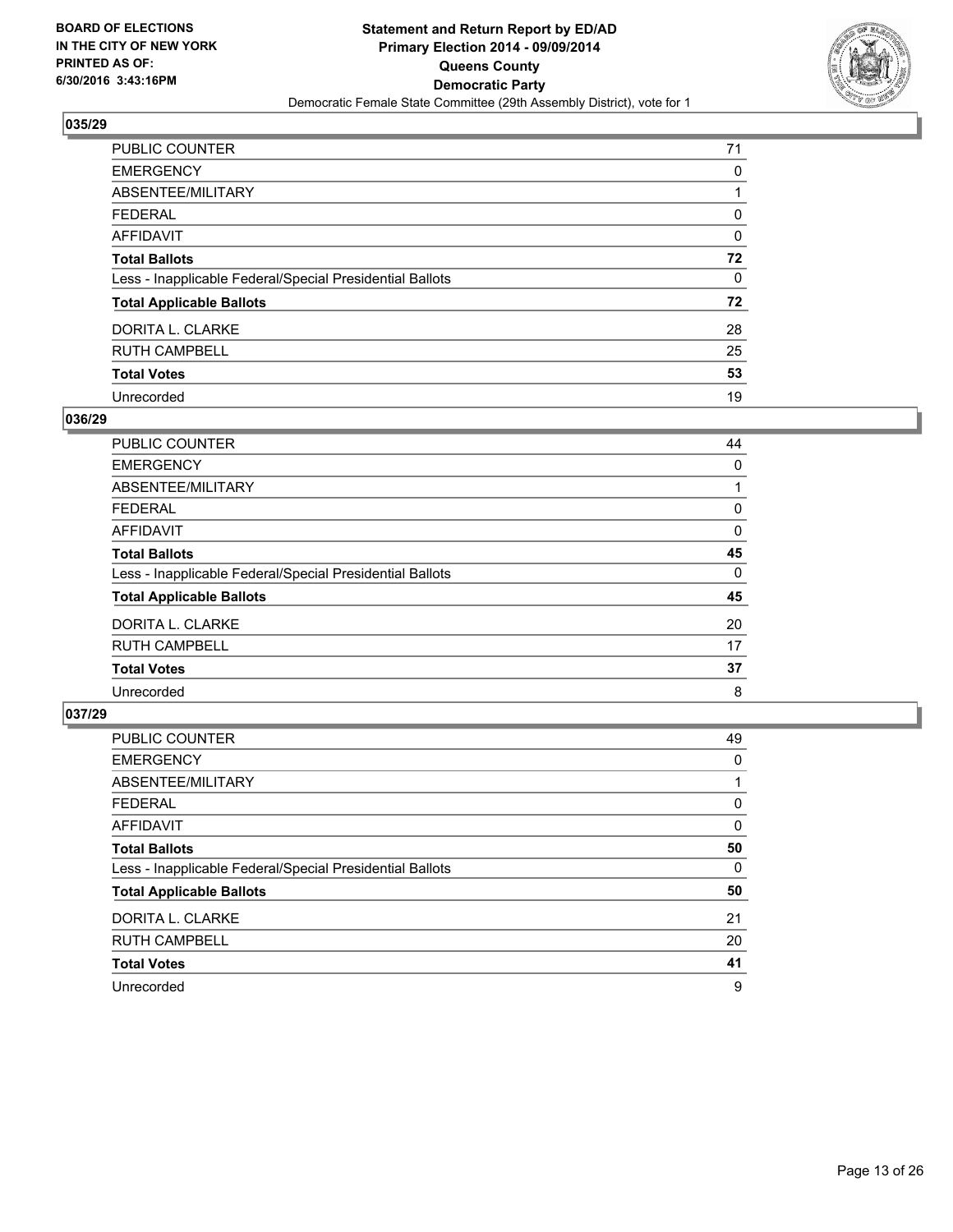**BOARD OF ELECTIONS IN THE CITY OF NEW YORK PRINTED AS OF: 6/30/2016 3:43:16PM**

**Statement and Return Report by ED/AD**
**Primary Election 2014 - 09/09/2014**
**Queens County**
**Democratic Party**
Democratic Female State Committee (29th Assembly District), vote for 1

### 035/29

| | |
|---|---|
| PUBLIC COUNTER | 71 |
| EMERGENCY | 0 |
| ABSENTEE/MILITARY | 1 |
| FEDERAL | 0 |
| AFFIDAVIT | 0 |
| **Total Ballots** | **72** |
| Less - Inapplicable Federal/Special Presidential Ballots | 0 |
| **Total Applicable Ballots** | **72** |
| DORITA L. CLARKE | 28 |
| RUTH CAMPBELL | 25 |
| **Total Votes** | **53** |
| Unrecorded | 19 |

### 036/29

| | |
|---|---|
| PUBLIC COUNTER | 44 |
| EMERGENCY | 0 |
| ABSENTEE/MILITARY | 1 |
| FEDERAL | 0 |
| AFFIDAVIT | 0 |
| **Total Ballots** | **45** |
| Less - Inapplicable Federal/Special Presidential Ballots | 0 |
| **Total Applicable Ballots** | **45** |
| DORITA L. CLARKE | 20 |
| RUTH CAMPBELL | 17 |
| **Total Votes** | **37** |
| Unrecorded | 8 |

### 037/29

| | |
|---|---|
| PUBLIC COUNTER | 49 |
| EMERGENCY | 0 |
| ABSENTEE/MILITARY | 1 |
| FEDERAL | 0 |
| AFFIDAVIT | 0 |
| **Total Ballots** | **50** |
| Less - Inapplicable Federal/Special Presidential Ballots | 0 |
| **Total Applicable Ballots** | **50** |
| DORITA L. CLARKE | 21 |
| RUTH CAMPBELL | 20 |
| **Total Votes** | **41** |
| Unrecorded | 9 |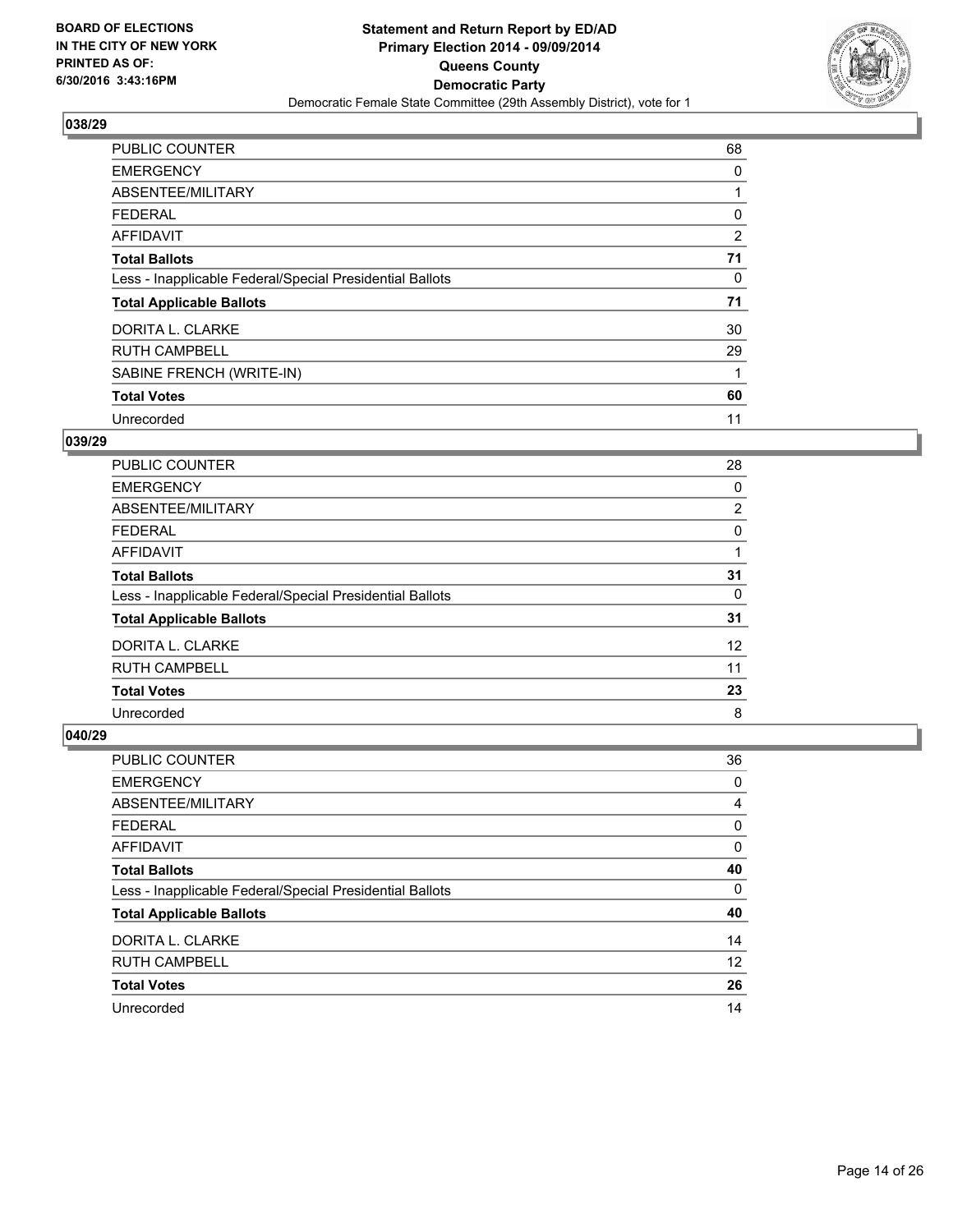BOARD OF ELECTIONS
IN THE CITY OF NEW YORK
PRINTED AS OF:
6/30/2016 3:43:16PM

**Statement and Return Report by ED/AD**
**Primary Election 2014 - 09/09/2014**
**Queens County**
**Democratic Party**
Democratic Female State Committee (29th Assembly District), vote for 1

### 038/29

| | |
|---|---|
| PUBLIC COUNTER | 68 |
| EMERGENCY | 0 |
| ABSENTEE/MILITARY | 1 |
| FEDERAL | 0 |
| AFFIDAVIT | 2 |
| **Total Ballots** | **71** |
| Less - Inapplicable Federal/Special Presidential Ballots | 0 |
| **Total Applicable Ballots** | **71** |
| DORITA L. CLARKE | 30 |
| RUTH CAMPBELL | 29 |
| SABINE FRENCH (WRITE-IN) | 1 |
| **Total Votes** | **60** |
| Unrecorded | 11 |

### 039/29

| | |
|---|---|
| PUBLIC COUNTER | 28 |
| EMERGENCY | 0 |
| ABSENTEE/MILITARY | 2 |
| FEDERAL | 0 |
| AFFIDAVIT | 1 |
| **Total Ballots** | **31** |
| Less - Inapplicable Federal/Special Presidential Ballots | 0 |
| **Total Applicable Ballots** | **31** |
| DORITA L. CLARKE | 12 |
| RUTH CAMPBELL | 11 |
| **Total Votes** | **23** |
| Unrecorded | 8 |

### 040/29

| | |
|---|---|
| PUBLIC COUNTER | 36 |
| EMERGENCY | 0 |
| ABSENTEE/MILITARY | 4 |
| FEDERAL | 0 |
| AFFIDAVIT | 0 |
| **Total Ballots** | **40** |
| Less - Inapplicable Federal/Special Presidential Ballots | 0 |
| **Total Applicable Ballots** | **40** |
| DORITA L. CLARKE | 14 |
| RUTH CAMPBELL | 12 |
| **Total Votes** | **26** |
| Unrecorded | 14 |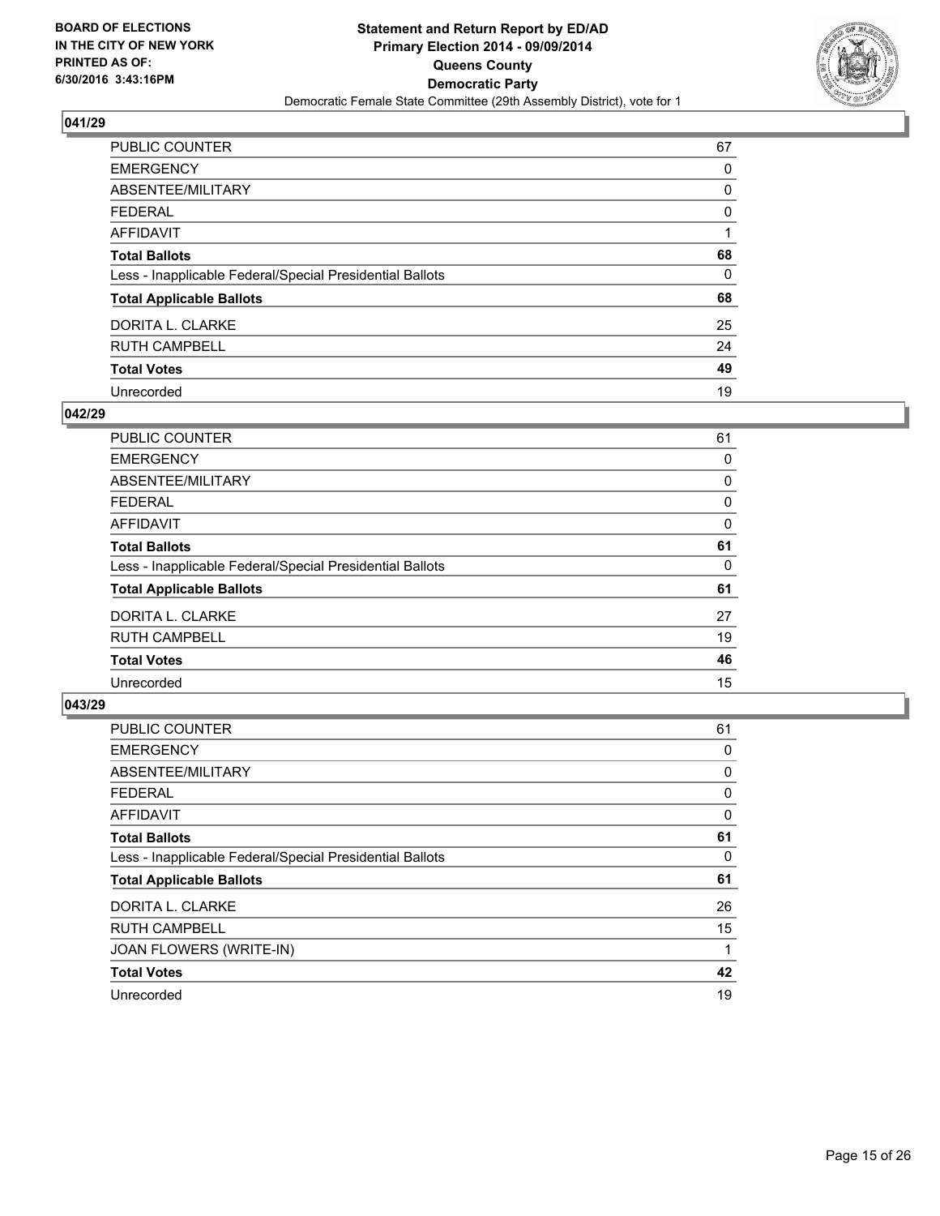BOARD OF ELECTIONS
IN THE CITY OF NEW YORK
PRINTED AS OF:
6/30/2016 3:43:16PM

**Statement and Return Report by ED/AD**
**Primary Election 2014 - 09/09/2014**
**Queens County**
**Democratic Party**
Democratic Female State Committee (29th Assembly District), vote for 1

### 041/29

| | |
|---|---|
| PUBLIC COUNTER | 67 |
| EMERGENCY | 0 |
| ABSENTEE/MILITARY | 0 |
| FEDERAL | 0 |
| AFFIDAVIT | 1 |
| **Total Ballots** | **68** |
| Less - Inapplicable Federal/Special Presidential Ballots | 0 |
| **Total Applicable Ballots** | **68** |
| DORITA L. CLARKE | 25 |
| RUTH CAMPBELL | 24 |
| **Total Votes** | **49** |
| Unrecorded | 19 |

### 042/29

| | |
|---|---|
| PUBLIC COUNTER | 61 |
| EMERGENCY | 0 |
| ABSENTEE/MILITARY | 0 |
| FEDERAL | 0 |
| AFFIDAVIT | 0 |
| **Total Ballots** | **61** |
| Less - Inapplicable Federal/Special Presidential Ballots | 0 |
| **Total Applicable Ballots** | **61** |
| DORITA L. CLARKE | 27 |
| RUTH CAMPBELL | 19 |
| **Total Votes** | **46** |
| Unrecorded | 15 |

### 043/29

| | |
|---|---|
| PUBLIC COUNTER | 61 |
| EMERGENCY | 0 |
| ABSENTEE/MILITARY | 0 |
| FEDERAL | 0 |
| AFFIDAVIT | 0 |
| **Total Ballots** | **61** |
| Less - Inapplicable Federal/Special Presidential Ballots | 0 |
| **Total Applicable Ballots** | **61** |
| DORITA L. CLARKE | 26 |
| RUTH CAMPBELL | 15 |
| JOAN FLOWERS (WRITE-IN) | 1 |
| **Total Votes** | **42** |
| Unrecorded | 19 |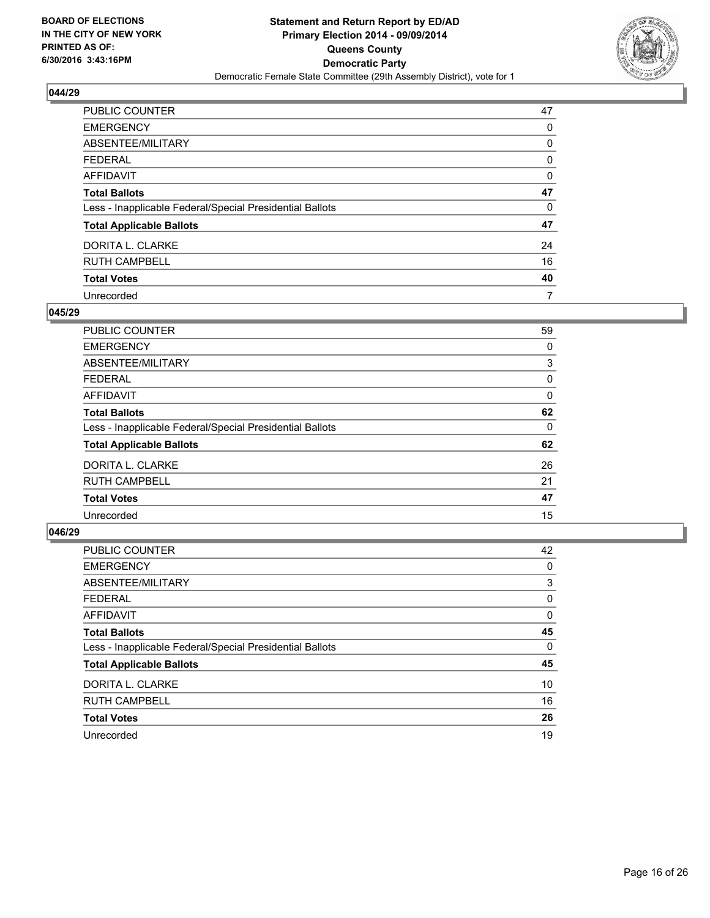BOARD OF ELECTIONS
IN THE CITY OF NEW YORK
PRINTED AS OF:
6/30/2016 3:43:16PM

**Statement and Return Report by ED/AD**
**Primary Election 2014 - 09/09/2014**
**Queens County**
**Democratic Party**
Democratic Female State Committee (29th Assembly District), vote for 1

### 044/29

| | |
|---|---|
| PUBLIC COUNTER | 47 |
| EMERGENCY | 0 |
| ABSENTEE/MILITARY | 0 |
| FEDERAL | 0 |
| AFFIDAVIT | 0 |
| **Total Ballots** | **47** |
| Less - Inapplicable Federal/Special Presidential Ballots | 0 |
| **Total Applicable Ballots** | **47** |
| DORITA L. CLARKE | 24 |
| RUTH CAMPBELL | 16 |
| **Total Votes** | **40** |
| Unrecorded | 7 |

### 045/29

| | |
|---|---|
| PUBLIC COUNTER | 59 |
| EMERGENCY | 0 |
| ABSENTEE/MILITARY | 3 |
| FEDERAL | 0 |
| AFFIDAVIT | 0 |
| **Total Ballots** | **62** |
| Less - Inapplicable Federal/Special Presidential Ballots | 0 |
| **Total Applicable Ballots** | **62** |
| DORITA L. CLARKE | 26 |
| RUTH CAMPBELL | 21 |
| **Total Votes** | **47** |
| Unrecorded | 15 |

### 046/29

| | |
|---|---|
| PUBLIC COUNTER | 42 |
| EMERGENCY | 0 |
| ABSENTEE/MILITARY | 3 |
| FEDERAL | 0 |
| AFFIDAVIT | 0 |
| **Total Ballots** | **45** |
| Less - Inapplicable Federal/Special Presidential Ballots | 0 |
| **Total Applicable Ballots** | **45** |
| DORITA L. CLARKE | 10 |
| RUTH CAMPBELL | 16 |
| **Total Votes** | **26** |
| Unrecorded | 19 |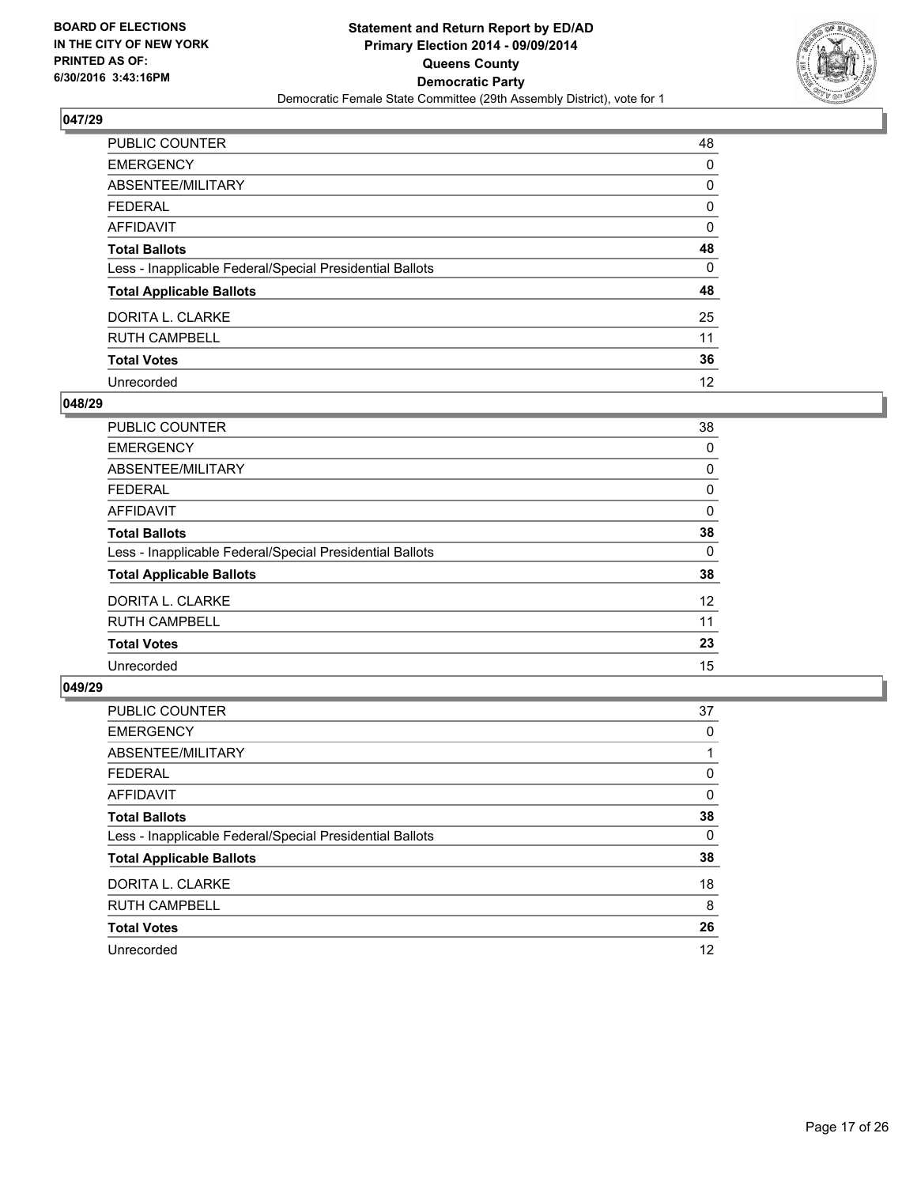**BOARD OF ELECTIONS IN THE CITY OF NEW YORK PRINTED AS OF: 6/30/2016 3:43:16PM**

**Statement and Return Report by ED/AD Primary Election 2014 - 09/09/2014 Queens County Democratic Party**

Democratic Female State Committee (29th Assembly District), vote for 1

## 047/29

| | |
|---|---|
| PUBLIC COUNTER | 48 |
| EMERGENCY | 0 |
| ABSENTEE/MILITARY | 0 |
| FEDERAL | 0 |
| AFFIDAVIT | 0 |
| **Total Ballots** | **48** |
| Less - Inapplicable Federal/Special Presidential Ballots | 0 |
| **Total Applicable Ballots** | **48** |
| DORITA L. CLARKE | 25 |
| RUTH CAMPBELL | 11 |
| **Total Votes** | **36** |
| Unrecorded | 12 |

## 048/29

| | |
|---|---|
| PUBLIC COUNTER | 38 |
| EMERGENCY | 0 |
| ABSENTEE/MILITARY | 0 |
| FEDERAL | 0 |
| AFFIDAVIT | 0 |
| **Total Ballots** | **38** |
| Less - Inapplicable Federal/Special Presidential Ballots | 0 |
| **Total Applicable Ballots** | **38** |
| DORITA L. CLARKE | 12 |
| RUTH CAMPBELL | 11 |
| **Total Votes** | **23** |
| Unrecorded | 15 |

## 049/29

| | |
|---|---|
| PUBLIC COUNTER | 37 |
| EMERGENCY | 0 |
| ABSENTEE/MILITARY | 1 |
| FEDERAL | 0 |
| AFFIDAVIT | 0 |
| **Total Ballots** | **38** |
| Less - Inapplicable Federal/Special Presidential Ballots | 0 |
| **Total Applicable Ballots** | **38** |
| DORITA L. CLARKE | 18 |
| RUTH CAMPBELL | 8 |
| **Total Votes** | **26** |
| Unrecorded | 12 |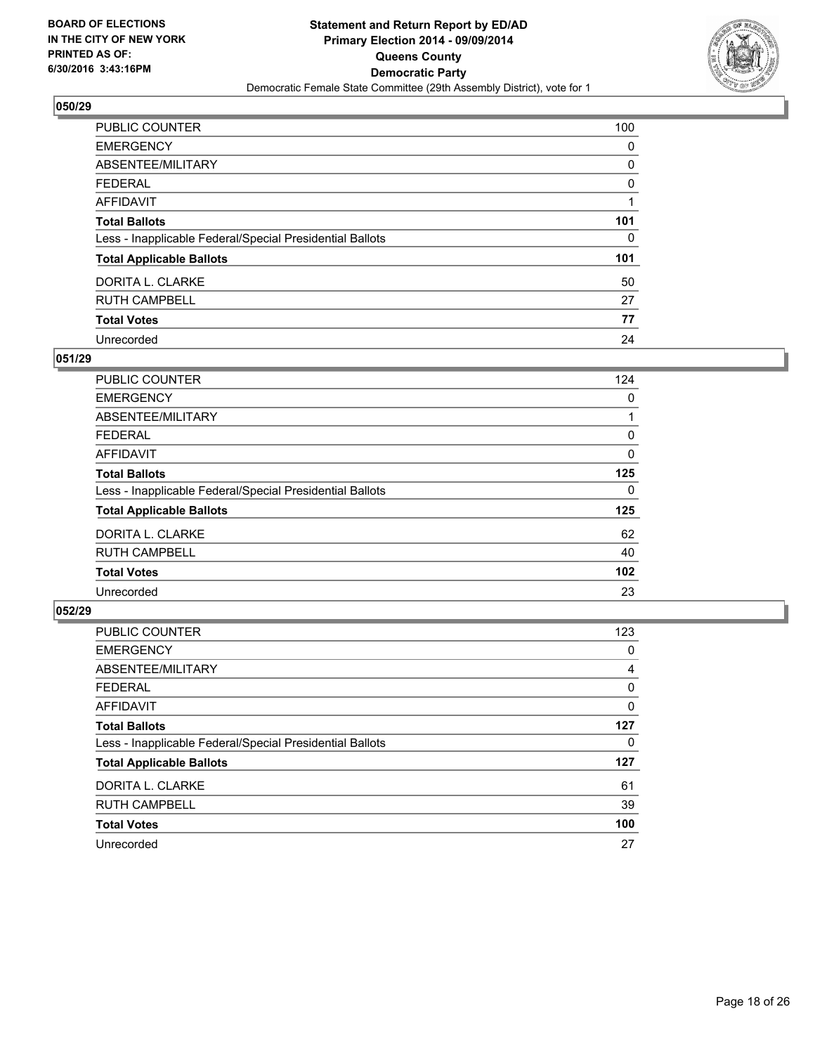**BOARD OF ELECTIONS IN THE CITY OF NEW YORK PRINTED AS OF: 6/30/2016 3:43:16PM**

**Statement and Return Report by ED/AD Primary Election 2014 - 09/09/2014 Queens County Democratic Party**

Democratic Female State Committee (29th Assembly District), vote for 1

## 050/29

| | |
|---|---|
| PUBLIC COUNTER | 100 |
| EMERGENCY | 0 |
| ABSENTEE/MILITARY | 0 |
| FEDERAL | 0 |
| AFFIDAVIT | 1 |
| **Total Ballots** | **101** |
| Less - Inapplicable Federal/Special Presidential Ballots | 0 |
| **Total Applicable Ballots** | **101** |
| DORITA L. CLARKE | 50 |
| RUTH CAMPBELL | 27 |
| **Total Votes** | **77** |
| Unrecorded | 24 |

## 051/29

| | |
|---|---|
| PUBLIC COUNTER | 124 |
| EMERGENCY | 0 |
| ABSENTEE/MILITARY | 1 |
| FEDERAL | 0 |
| AFFIDAVIT | 0 |
| **Total Ballots** | **125** |
| Less - Inapplicable Federal/Special Presidential Ballots | 0 |
| **Total Applicable Ballots** | **125** |
| DORITA L. CLARKE | 62 |
| RUTH CAMPBELL | 40 |
| **Total Votes** | **102** |
| Unrecorded | 23 |

## 052/29

| | |
|---|---|
| PUBLIC COUNTER | 123 |
| EMERGENCY | 0 |
| ABSENTEE/MILITARY | 4 |
| FEDERAL | 0 |
| AFFIDAVIT | 0 |
| **Total Ballots** | **127** |
| Less - Inapplicable Federal/Special Presidential Ballots | 0 |
| **Total Applicable Ballots** | **127** |
| DORITA L. CLARKE | 61 |
| RUTH CAMPBELL | 39 |
| **Total Votes** | **100** |
| Unrecorded | 27 |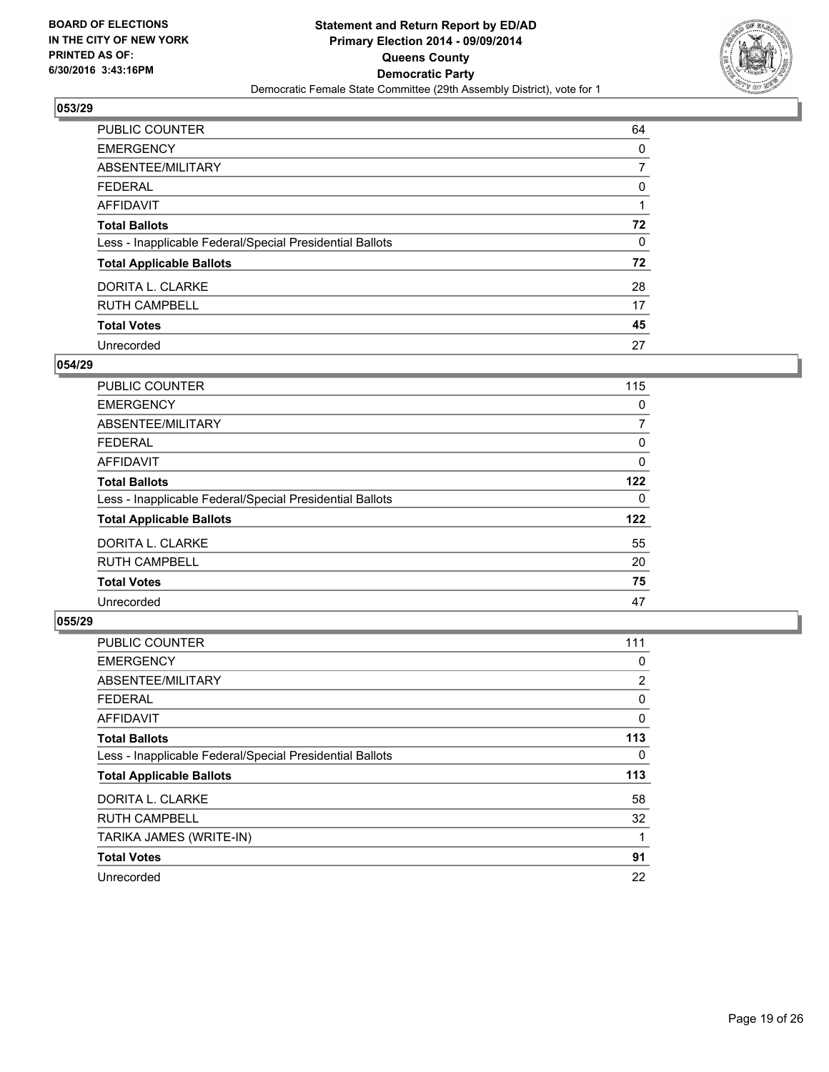BOARD OF ELECTIONS
IN THE CITY OF NEW YORK
PRINTED AS OF:
6/30/2016 3:43:16PM

**Statement and Return Report by ED/AD**
**Primary Election 2014 - 09/09/2014**
**Queens County**
**Democratic Party**
Democratic Female State Committee (29th Assembly District), vote for 1

### 053/29

| | |
|---|---|
| PUBLIC COUNTER | 64 |
| EMERGENCY | 0 |
| ABSENTEE/MILITARY | 7 |
| FEDERAL | 0 |
| AFFIDAVIT | 1 |
| **Total Ballots** | **72** |
| Less - Inapplicable Federal/Special Presidential Ballots | 0 |
| **Total Applicable Ballots** | **72** |
| DORITA L. CLARKE | 28 |
| RUTH CAMPBELL | 17 |
| **Total Votes** | **45** |
| Unrecorded | 27 |

### 054/29

| | |
|---|---|
| PUBLIC COUNTER | 115 |
| EMERGENCY | 0 |
| ABSENTEE/MILITARY | 7 |
| FEDERAL | 0 |
| AFFIDAVIT | 0 |
| **Total Ballots** | **122** |
| Less - Inapplicable Federal/Special Presidential Ballots | 0 |
| **Total Applicable Ballots** | **122** |
| DORITA L. CLARKE | 55 |
| RUTH CAMPBELL | 20 |
| **Total Votes** | **75** |
| Unrecorded | 47 |

### 055/29

| | |
|---|---|
| PUBLIC COUNTER | 111 |
| EMERGENCY | 0 |
| ABSENTEE/MILITARY | 2 |
| FEDERAL | 0 |
| AFFIDAVIT | 0 |
| **Total Ballots** | **113** |
| Less - Inapplicable Federal/Special Presidential Ballots | 0 |
| **Total Applicable Ballots** | **113** |
| DORITA L. CLARKE | 58 |
| RUTH CAMPBELL | 32 |
| TARIKA JAMES (WRITE-IN) | 1 |
| **Total Votes** | **91** |
| Unrecorded | 22 |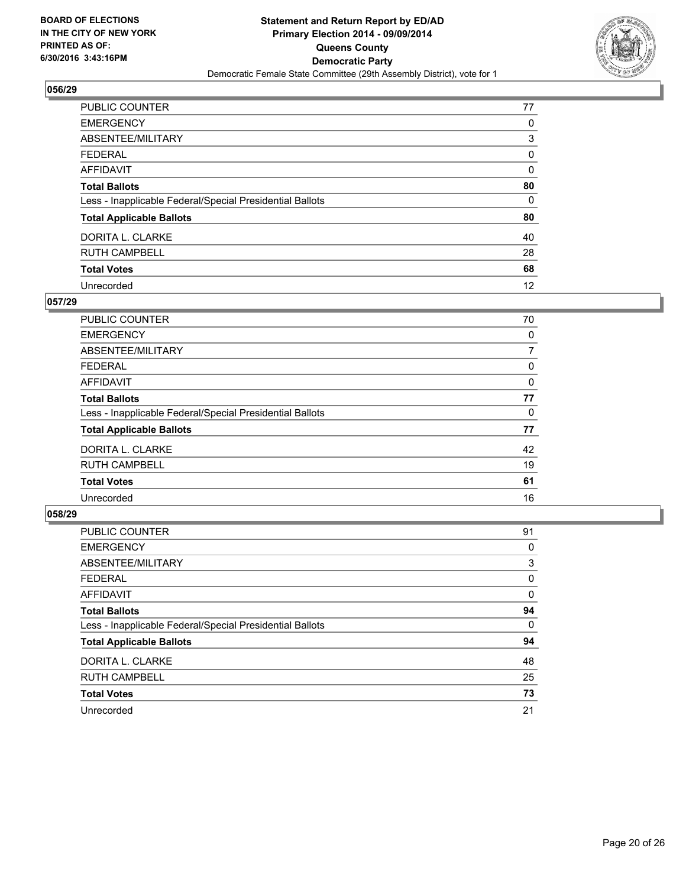BOARD OF ELECTIONS
IN THE CITY OF NEW YORK
PRINTED AS OF:
6/30/2016 3:43:16PM

**Statement and Return Report by ED/AD**
**Primary Election 2014 - 09/09/2014**
**Queens County**
**Democratic Party**
Democratic Female State Committee (29th Assembly District), vote for 1

## 056/29

| | |
|---|---|
| PUBLIC COUNTER | 77 |
| EMERGENCY | 0 |
| ABSENTEE/MILITARY | 3 |
| FEDERAL | 0 |
| AFFIDAVIT | 0 |
| **Total Ballots** | **80** |
| Less - Inapplicable Federal/Special Presidential Ballots | 0 |
| **Total Applicable Ballots** | **80** |
| DORITA L. CLARKE | 40 |
| RUTH CAMPBELL | 28 |
| **Total Votes** | **68** |
| Unrecorded | 12 |

## 057/29

| | |
|---|---|
| PUBLIC COUNTER | 70 |
| EMERGENCY | 0 |
| ABSENTEE/MILITARY | 7 |
| FEDERAL | 0 |
| AFFIDAVIT | 0 |
| **Total Ballots** | **77** |
| Less - Inapplicable Federal/Special Presidential Ballots | 0 |
| **Total Applicable Ballots** | **77** |
| DORITA L. CLARKE | 42 |
| RUTH CAMPBELL | 19 |
| **Total Votes** | **61** |
| Unrecorded | 16 |

## 058/29

| | |
|---|---|
| PUBLIC COUNTER | 91 |
| EMERGENCY | 0 |
| ABSENTEE/MILITARY | 3 |
| FEDERAL | 0 |
| AFFIDAVIT | 0 |
| **Total Ballots** | **94** |
| Less - Inapplicable Federal/Special Presidential Ballots | 0 |
| **Total Applicable Ballots** | **94** |
| DORITA L. CLARKE | 48 |
| RUTH CAMPBELL | 25 |
| **Total Votes** | **73** |
| Unrecorded | 21 |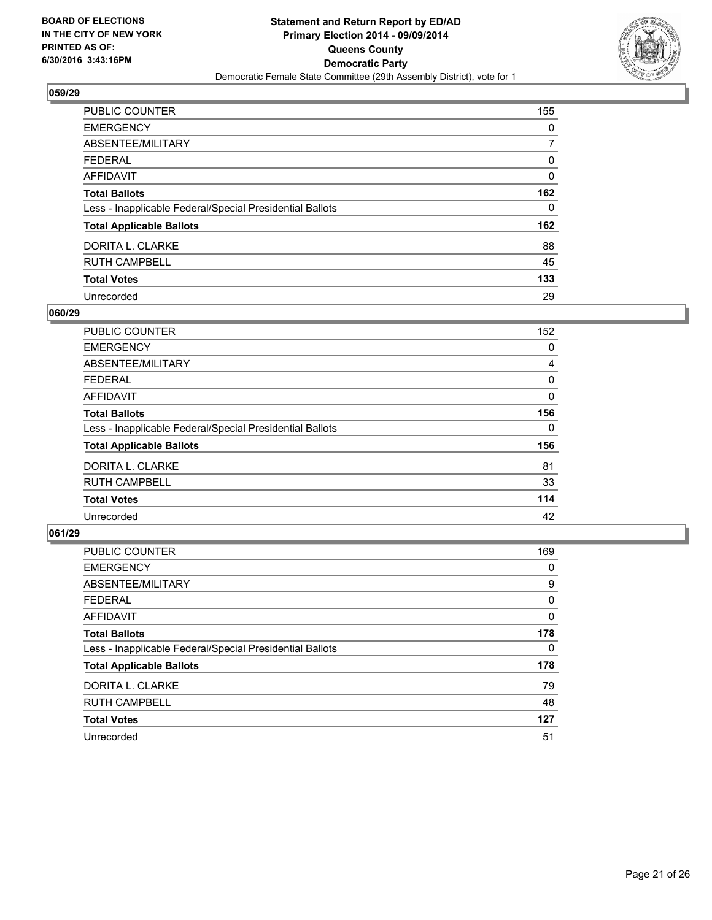**BOARD OF ELECTIONS IN THE CITY OF NEW YORK PRINTED AS OF: 6/30/2016 3:43:16PM**

# Statement and Return Report by ED/AD
## Primary Election 2014 - 09/09/2014
## Queens County
## Democratic Party
### Democratic Female State Committee (29th Assembly District), vote for 1

### 059/29

| | |
|---|---|
| PUBLIC COUNTER | 155 |
| EMERGENCY | 0 |
| ABSENTEE/MILITARY | 7 |
| FEDERAL | 0 |
| AFFIDAVIT | 0 |
| **Total Ballots** | **162** |
| Less - Inapplicable Federal/Special Presidential Ballots | 0 |
| **Total Applicable Ballots** | **162** |
| DORITA L. CLARKE | 88 |
| RUTH CAMPBELL | 45 |
| **Total Votes** | **133** |
| Unrecorded | 29 |

### 060/29

| | |
|---|---|
| PUBLIC COUNTER | 152 |
| EMERGENCY | 0 |
| ABSENTEE/MILITARY | 4 |
| FEDERAL | 0 |
| AFFIDAVIT | 0 |
| **Total Ballots** | **156** |
| Less - Inapplicable Federal/Special Presidential Ballots | 0 |
| **Total Applicable Ballots** | **156** |
| DORITA L. CLARKE | 81 |
| RUTH CAMPBELL | 33 |
| **Total Votes** | **114** |
| Unrecorded | 42 |

### 061/29

| | |
|---|---|
| PUBLIC COUNTER | 169 |
| EMERGENCY | 0 |
| ABSENTEE/MILITARY | 9 |
| FEDERAL | 0 |
| AFFIDAVIT | 0 |
| **Total Ballots** | **178** |
| Less - Inapplicable Federal/Special Presidential Ballots | 0 |
| **Total Applicable Ballots** | **178** |
| DORITA L. CLARKE | 79 |
| RUTH CAMPBELL | 48 |
| **Total Votes** | **127** |
| Unrecorded | 51 |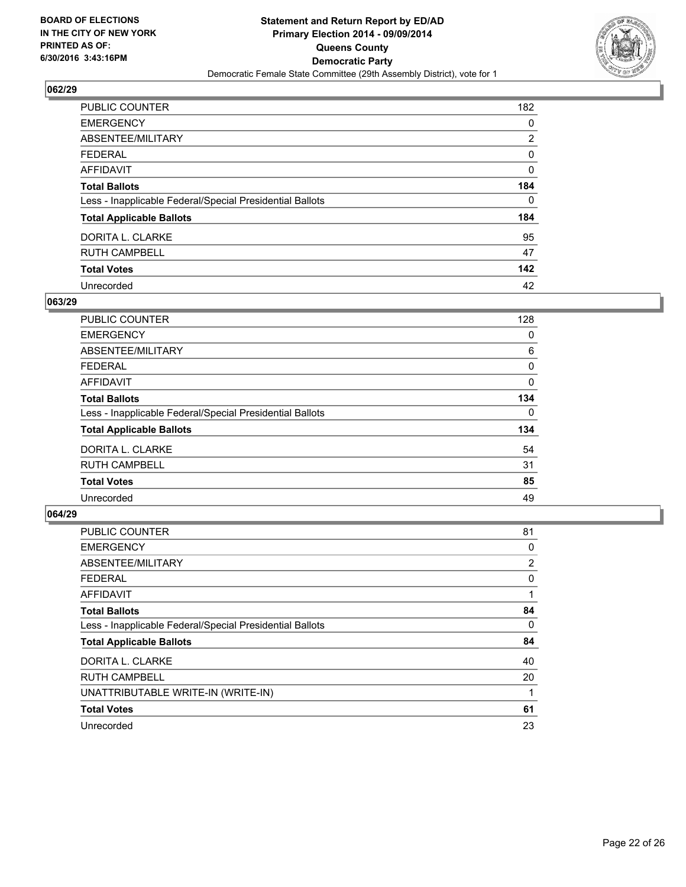**BOARD OF ELECTIONS IN THE CITY OF NEW YORK PRINTED AS OF: 6/30/2016 3:43:16PM**

**Statement and Return Report by ED/AD Primary Election 2014 - 09/09/2014 Queens County Democratic Party**

Democratic Female State Committee (29th Assembly District), vote for 1

## 062/29

| | |
|---|---|
| PUBLIC COUNTER | 182 |
| EMERGENCY | 0 |
| ABSENTEE/MILITARY | 2 |
| FEDERAL | 0 |
| AFFIDAVIT | 0 |
| **Total Ballots** | **184** |
| Less - Inapplicable Federal/Special Presidential Ballots | 0 |
| **Total Applicable Ballots** | **184** |
| DORITA L. CLARKE | 95 |
| RUTH CAMPBELL | 47 |
| **Total Votes** | **142** |
| Unrecorded | 42 |

## 063/29

| | |
|---|---|
| PUBLIC COUNTER | 128 |
| EMERGENCY | 0 |
| ABSENTEE/MILITARY | 6 |
| FEDERAL | 0 |
| AFFIDAVIT | 0 |
| **Total Ballots** | **134** |
| Less - Inapplicable Federal/Special Presidential Ballots | 0 |
| **Total Applicable Ballots** | **134** |
| DORITA L. CLARKE | 54 |
| RUTH CAMPBELL | 31 |
| **Total Votes** | **85** |
| Unrecorded | 49 |

## 064/29

| | |
|---|---|
| PUBLIC COUNTER | 81 |
| EMERGENCY | 0 |
| ABSENTEE/MILITARY | 2 |
| FEDERAL | 0 |
| AFFIDAVIT | 1 |
| **Total Ballots** | **84** |
| Less - Inapplicable Federal/Special Presidential Ballots | 0 |
| **Total Applicable Ballots** | **84** |
| DORITA L. CLARKE | 40 |
| RUTH CAMPBELL | 20 |
| UNATTRIBUTABLE WRITE-IN (WRITE-IN) | 1 |
| **Total Votes** | **61** |
| Unrecorded | 23 |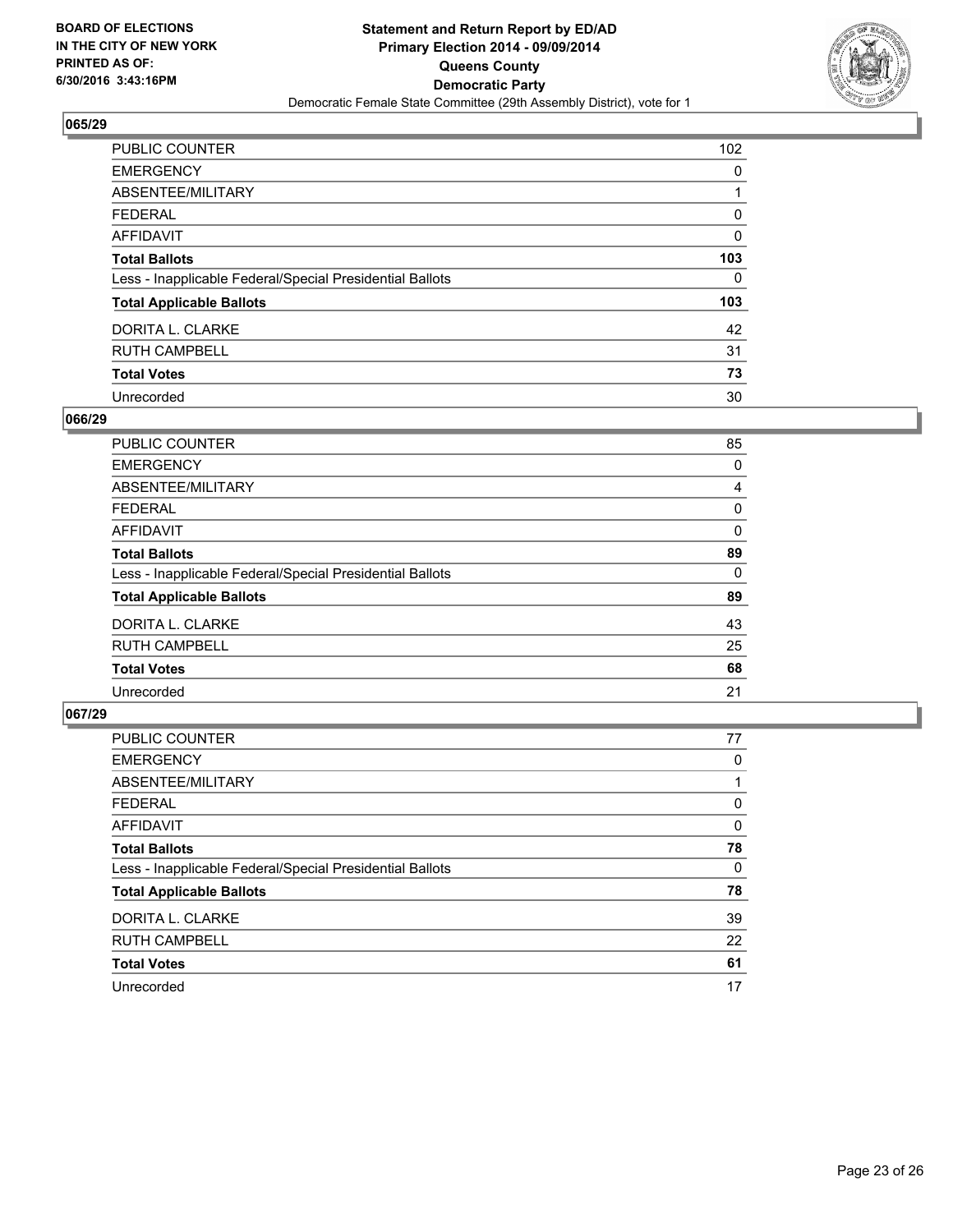BOARD OF ELECTIONS
IN THE CITY OF NEW YORK
PRINTED AS OF:
6/30/2016 3:43:16PM

# Statement and Return Report by ED/AD
## Primary Election 2014 - 09/09/2014
## Queens County
## Democratic Party
Democratic Female State Committee (29th Assembly District), vote for 1

### 065/29

| | |
|---|---|
| PUBLIC COUNTER | 102 |
| EMERGENCY | 0 |
| ABSENTEE/MILITARY | 1 |
| FEDERAL | 0 |
| AFFIDAVIT | 0 |
| **Total Ballots** | **103** |
| Less - Inapplicable Federal/Special Presidential Ballots | 0 |
| **Total Applicable Ballots** | **103** |
| DORITA L. CLARKE | 42 |
| RUTH CAMPBELL | 31 |
| **Total Votes** | **73** |
| Unrecorded | 30 |

### 066/29

| | |
|---|---|
| PUBLIC COUNTER | 85 |
| EMERGENCY | 0 |
| ABSENTEE/MILITARY | 4 |
| FEDERAL | 0 |
| AFFIDAVIT | 0 |
| **Total Ballots** | **89** |
| Less - Inapplicable Federal/Special Presidential Ballots | 0 |
| **Total Applicable Ballots** | **89** |
| DORITA L. CLARKE | 43 |
| RUTH CAMPBELL | 25 |
| **Total Votes** | **68** |
| Unrecorded | 21 |

### 067/29

| | |
|---|---|
| PUBLIC COUNTER | 77 |
| EMERGENCY | 0 |
| ABSENTEE/MILITARY | 1 |
| FEDERAL | 0 |
| AFFIDAVIT | 0 |
| **Total Ballots** | **78** |
| Less - Inapplicable Federal/Special Presidential Ballots | 0 |
| **Total Applicable Ballots** | **78** |
| DORITA L. CLARKE | 39 |
| RUTH CAMPBELL | 22 |
| **Total Votes** | **61** |
| Unrecorded | 17 |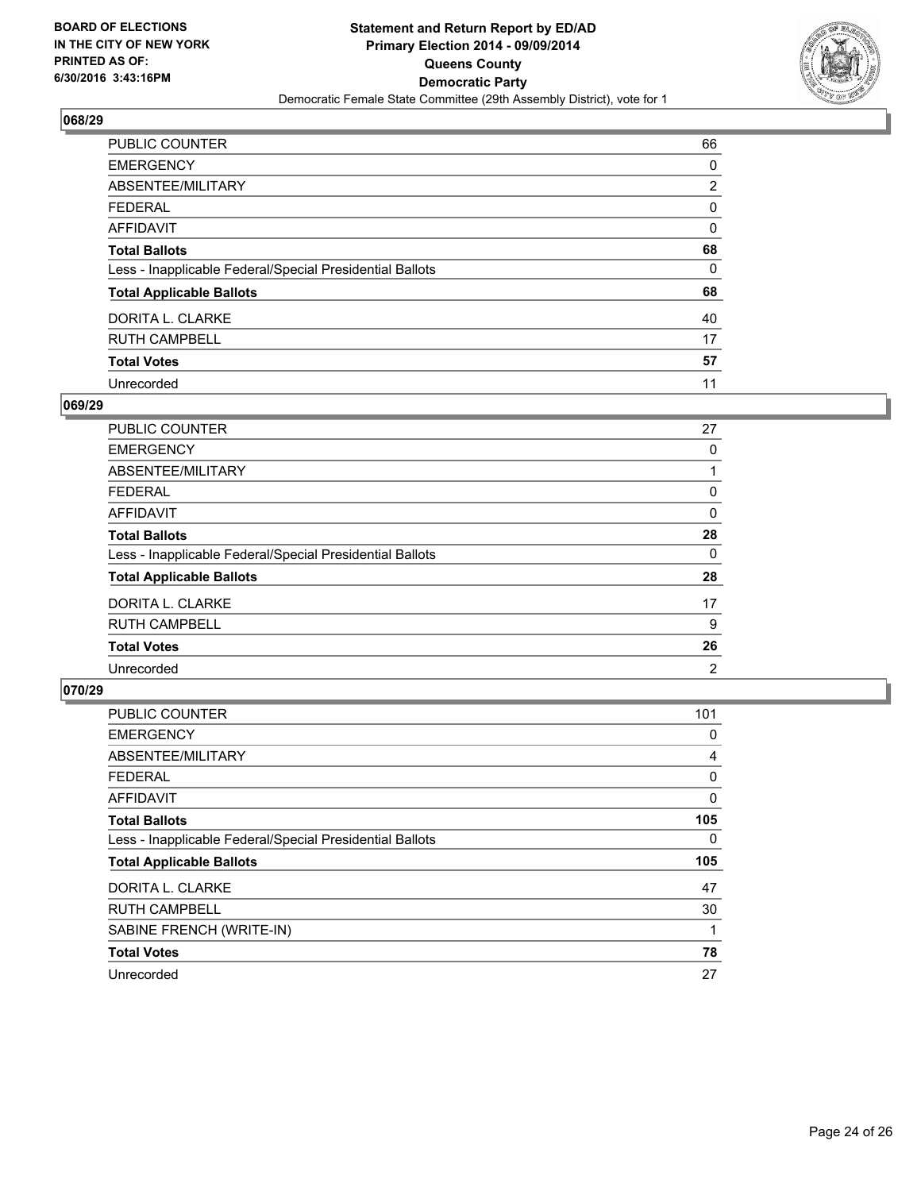**BOARD OF ELECTIONS IN THE CITY OF NEW YORK PRINTED AS OF: 6/30/2016 3:43:16PM**

**Statement and Return Report by ED/AD Primary Election 2014 - 09/09/2014 Queens County Democratic Party**

Democratic Female State Committee (29th Assembly District), vote for 1

## 068/29

| | |
|---|---|
| PUBLIC COUNTER | 66 |
| EMERGENCY | 0 |
| ABSENTEE/MILITARY | 2 |
| FEDERAL | 0 |
| AFFIDAVIT | 0 |
| **Total Ballots** | **68** |
| Less - Inapplicable Federal/Special Presidential Ballots | 0 |
| **Total Applicable Ballots** | **68** |
| DORITA L. CLARKE | 40 |
| RUTH CAMPBELL | 17 |
| **Total Votes** | **57** |
| Unrecorded | 11 |

## 069/29

| | |
|---|---|
| PUBLIC COUNTER | 27 |
| EMERGENCY | 0 |
| ABSENTEE/MILITARY | 1 |
| FEDERAL | 0 |
| AFFIDAVIT | 0 |
| **Total Ballots** | **28** |
| Less - Inapplicable Federal/Special Presidential Ballots | 0 |
| **Total Applicable Ballots** | **28** |
| DORITA L. CLARKE | 17 |
| RUTH CAMPBELL | 9 |
| **Total Votes** | **26** |
| Unrecorded | 2 |

## 070/29

| | |
|---|---|
| PUBLIC COUNTER | 101 |
| EMERGENCY | 0 |
| ABSENTEE/MILITARY | 4 |
| FEDERAL | 0 |
| AFFIDAVIT | 0 |
| **Total Ballots** | **105** |
| Less - Inapplicable Federal/Special Presidential Ballots | 0 |
| **Total Applicable Ballots** | **105** |
| DORITA L. CLARKE | 47 |
| RUTH CAMPBELL | 30 |
| SABINE FRENCH (WRITE-IN) | 1 |
| **Total Votes** | **78** |
| Unrecorded | 27 |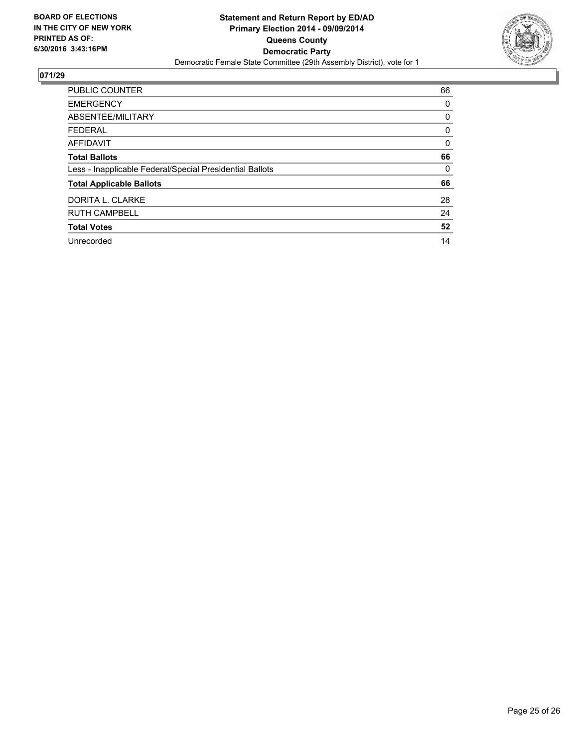**BOARD OF ELECTIONS IN THE CITY OF NEW YORK PRINTED AS OF: 6/30/2016 3:43:16PM**

**Statement and Return Report by ED/AD**
**Primary Election 2014 - 09/09/2014**
**Queens County**
**Democratic Party**
Democratic Female State Committee (29th Assembly District), vote for 1

## 071/29

| | |
|---|---|
| PUBLIC COUNTER | 66 |
| EMERGENCY | 0 |
| ABSENTEE/MILITARY | 0 |
| FEDERAL | 0 |
| AFFIDAVIT | 0 |
| **Total Ballots** | **66** |
| Less - Inapplicable Federal/Special Presidential Ballots | 0 |
| **Total Applicable Ballots** | **66** |
| DORITA L. CLARKE | 28 |
| RUTH CAMPBELL | 24 |
| **Total Votes** | **52** |
| Unrecorded | 14 |